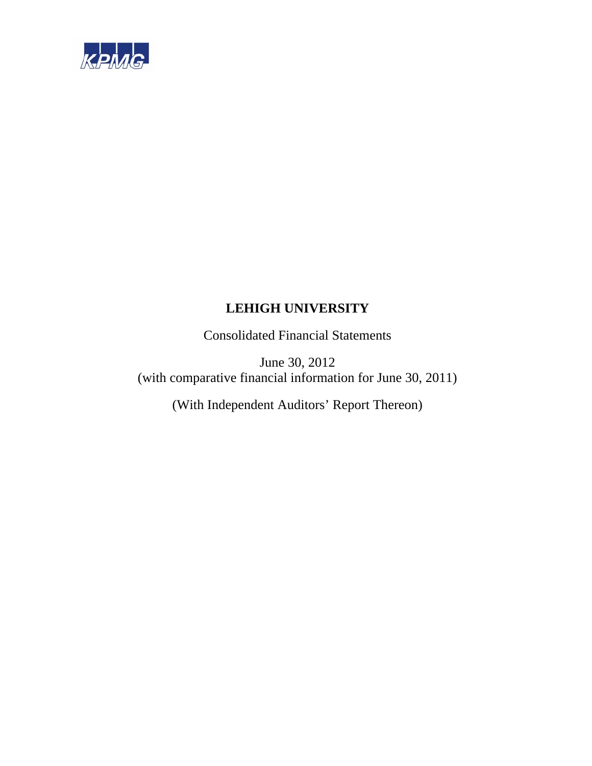KPMG

# LEHIGH UNIVERSITY

Consolidated Financial Statements

June 30, 2012
(with comparative financial information for June 30, 2011)

(With Independent Auditors' Report Thereon)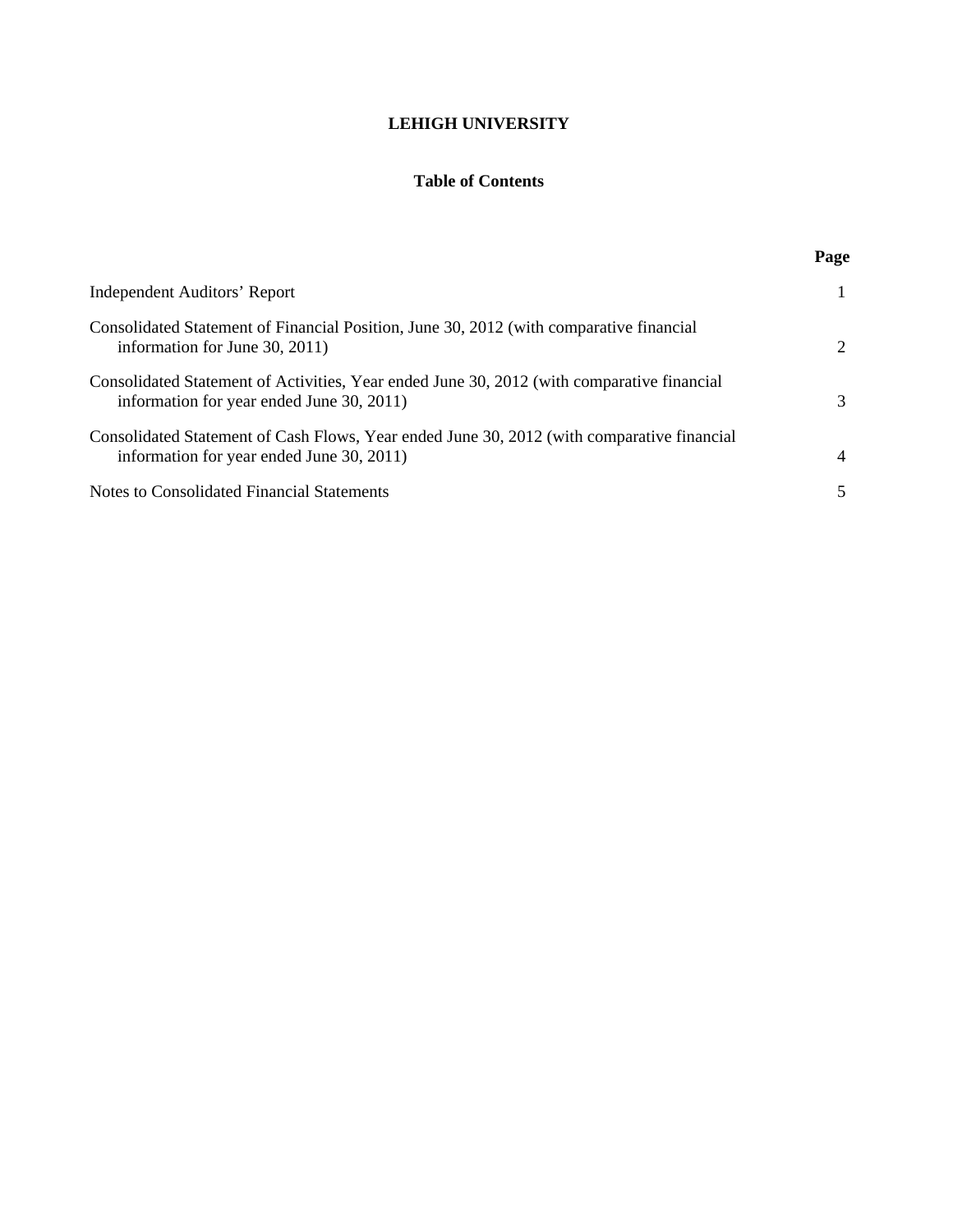**LEHIGH UNIVERSITY**

**Table of Contents**

| | Page |
|---|---|
| Independent Auditors' Report | 1 |
| Consolidated Statement of Financial Position, June 30, 2012 (with comparative financial information for June 30, 2011) | 2 |
| Consolidated Statement of Activities, Year ended June 30, 2012 (with comparative financial information for year ended June 30, 2011) | 3 |
| Consolidated Statement of Cash Flows, Year ended June 30, 2012 (with comparative financial information for year ended June 30, 2011) | 4 |
| Notes to Consolidated Financial Statements | 5 |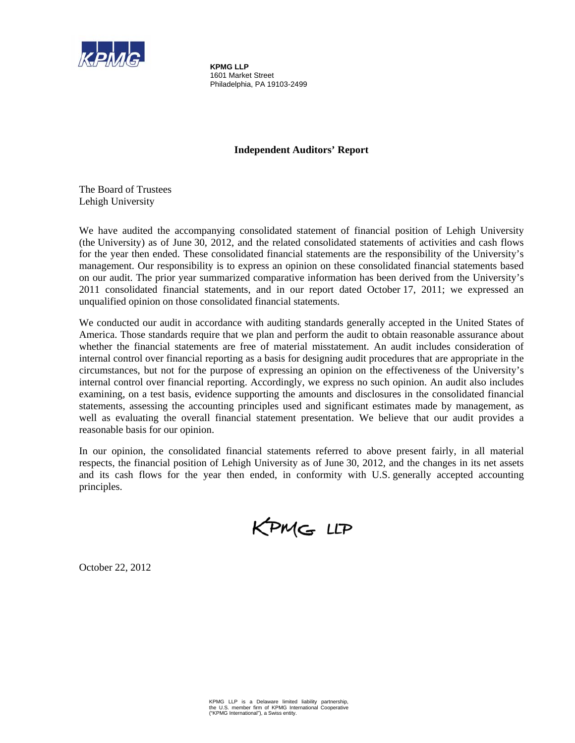**KPMG LLP**
1601 Market Street
Philadelphia, PA 19103-2499

## Independent Auditors' Report

The Board of Trustees
Lehigh University

We have audited the accompanying consolidated statement of financial position of Lehigh University (the University) as of June 30, 2012, and the related consolidated statements of activities and cash flows for the year then ended. These consolidated financial statements are the responsibility of the University's management. Our responsibility is to express an opinion on these consolidated financial statements based on our audit. The prior year summarized comparative information has been derived from the University's 2011 consolidated financial statements, and in our report dated October 17, 2011; we expressed an unqualified opinion on those consolidated financial statements.

We conducted our audit in accordance with auditing standards generally accepted in the United States of America. Those standards require that we plan and perform the audit to obtain reasonable assurance about whether the financial statements are free of material misstatement. An audit includes consideration of internal control over financial reporting as a basis for designing audit procedures that are appropriate in the circumstances, but not for the purpose of expressing an opinion on the effectiveness of the University's internal control over financial reporting. Accordingly, we express no such opinion. An audit also includes examining, on a test basis, evidence supporting the amounts and disclosures in the consolidated financial statements, assessing the accounting principles used and significant estimates made by management, as well as evaluating the overall financial statement presentation. We believe that our audit provides a reasonable basis for our opinion.

In our opinion, the consolidated financial statements referred to above present fairly, in all material respects, the financial position of Lehigh University as of June 30, 2012, and the changes in its net assets and its cash flows for the year then ended, in conformity with U.S. generally accepted accounting principles.

KPMG LLP

October 22, 2012

KPMG LLP is a Delaware limited liability partnership, the U.S. member firm of KPMG International Cooperative ("KPMG International"), a Swiss entity.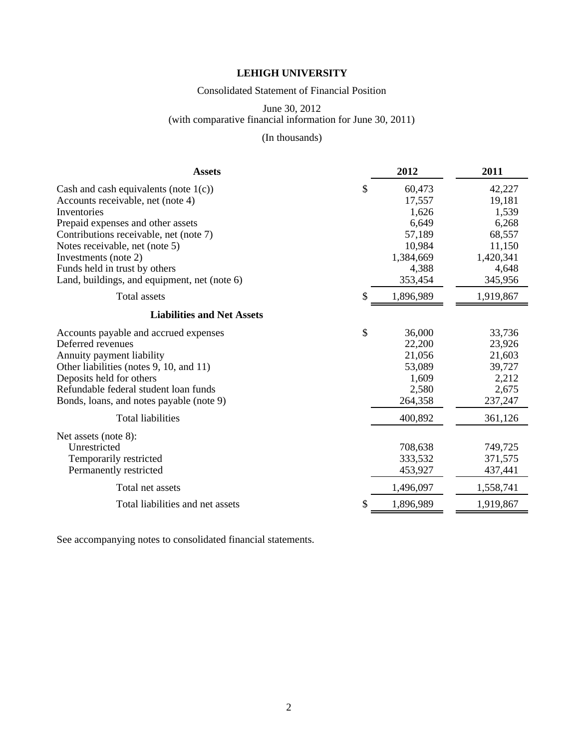# LEHIGH UNIVERSITY

Consolidated Statement of Financial Position

June 30, 2012
(with comparative financial information for June 30, 2011)

(In thousands)

| **Assets** | | **2012** | **2011** |
|---|---|---|---|
| Cash and cash equivalents (note 1(c)) | $ | 60,473 | 42,227 |
| Accounts receivable, net (note 4) | | 17,557 | 19,181 |
| Inventories | | 1,626 | 1,539 |
| Prepaid expenses and other assets | | 6,649 | 6,268 |
| Contributions receivable, net (note 7) | | 57,189 | 68,557 |
| Notes receivable, net (note 5) | | 10,984 | 11,150 |
| Investments (note 2) | | 1,384,669 | 1,420,341 |
| Funds held in trust by others | | 4,388 | 4,648 |
| Land, buildings, and equipment, net (note 6) | | 353,454 | 345,956 |
| Total assets | $ | 1,896,989 | 1,919,867 |
| **Liabilities and Net Assets** | | | |
| Accounts payable and accrued expenses | $ | 36,000 | 33,736 |
| Deferred revenues | | 22,200 | 23,926 |
| Annuity payment liability | | 21,056 | 21,603 |
| Other liabilities (notes 9, 10, and 11) | | 53,089 | 39,727 |
| Deposits held for others | | 1,609 | 2,212 |
| Refundable federal student loan funds | | 2,580 | 2,675 |
| Bonds, loans, and notes payable (note 9) | | 264,358 | 237,247 |
| Total liabilities | | 400,892 | 361,126 |
| Net assets (note 8): | | | |
| Unrestricted | | 708,638 | 749,725 |
| Temporarily restricted | | 333,532 | 371,575 |
| Permanently restricted | | 453,927 | 437,441 |
| Total net assets | | 1,496,097 | 1,558,741 |
| Total liabilities and net assets | $ | 1,896,989 | 1,919,867 |

See accompanying notes to consolidated financial statements.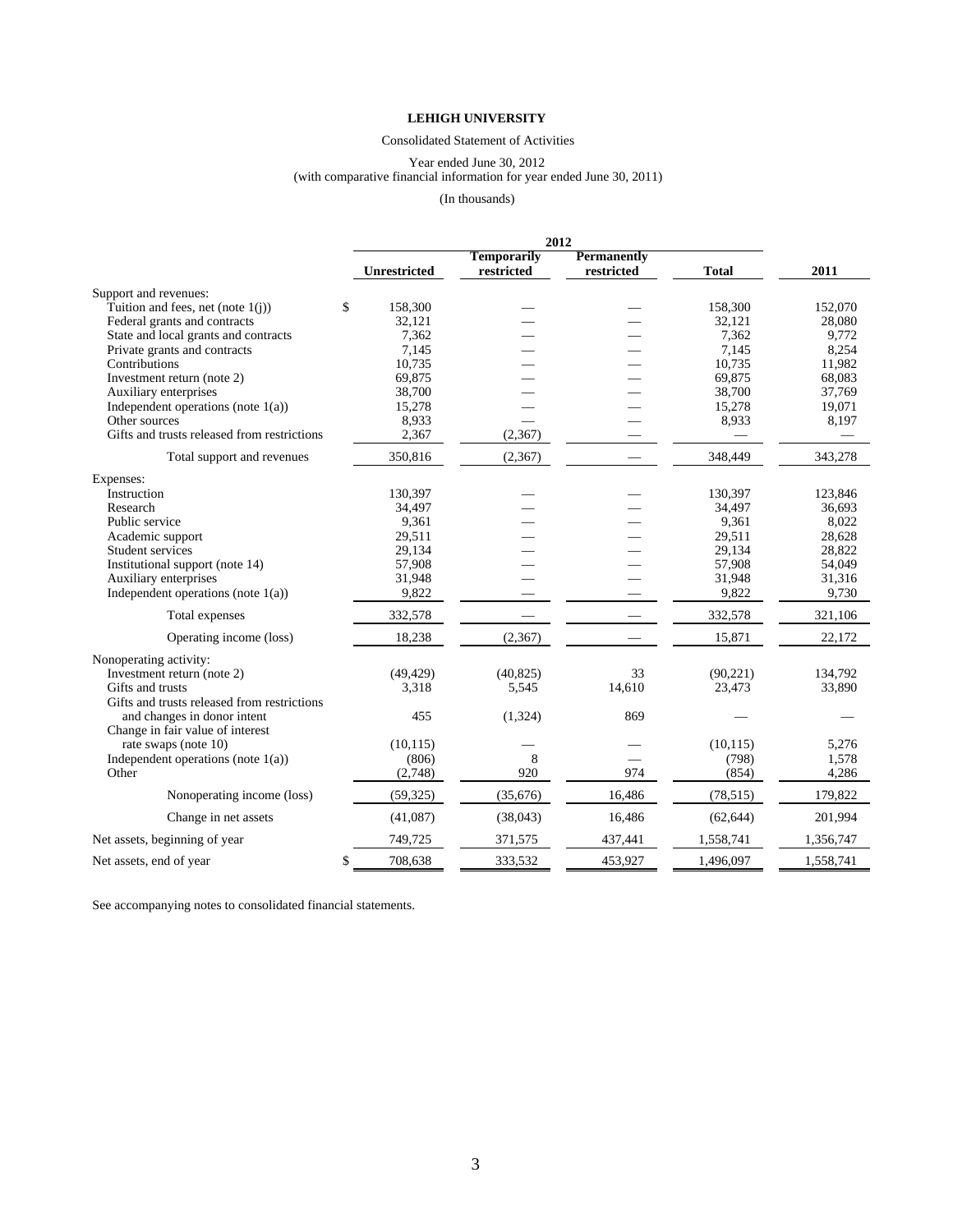**LEHIGH UNIVERSITY**

Consolidated Statement of Activities

Year ended June 30, 2012
(with comparative financial information for year ended June 30, 2011)

(In thousands)

| | 2012 | | | | |
|---|---|---|---|---|---|
| | Unrestricted | Temporarily restricted | Permanently restricted | Total | 2011 |
| Support and revenues: | | | | | |
| Tuition and fees, net (note 1(j)) | $ 158,300 | — | — | 158,300 | 152,070 |
| Federal grants and contracts | 32,121 | — | — | 32,121 | 28,080 |
| State and local grants and contracts | 7,362 | — | — | 7,362 | 9,772 |
| Private grants and contracts | 7,145 | — | — | 7,145 | 8,254 |
| Contributions | 10,735 | — | — | 10,735 | 11,982 |
| Investment return (note 2) | 69,875 | — | — | 69,875 | 68,083 |
| Auxiliary enterprises | 38,700 | — | — | 38,700 | 37,769 |
| Independent operations (note 1(a)) | 15,278 | — | — | 15,278 | 19,071 |
| Other sources | 8,933 | — | — | 8,933 | 8,197 |
| Gifts and trusts released from restrictions | 2,367 | (2,367) | — | — | — |
| Total support and revenues | 350,816 | (2,367) | — | 348,449 | 343,278 |
| Expenses: | | | | | |
| Instruction | 130,397 | — | — | 130,397 | 123,846 |
| Research | 34,497 | — | — | 34,497 | 36,693 |
| Public service | 9,361 | — | — | 9,361 | 8,022 |
| Academic support | 29,511 | — | — | 29,511 | 28,628 |
| Student services | 29,134 | — | — | 29,134 | 28,822 |
| Institutional support (note 14) | 57,908 | — | — | 57,908 | 54,049 |
| Auxiliary enterprises | 31,948 | — | — | 31,948 | 31,316 |
| Independent operations (note 1(a)) | 9,822 | — | — | 9,822 | 9,730 |
| Total expenses | 332,578 | — | — | 332,578 | 321,106 |
| Operating income (loss) | 18,238 | (2,367) | — | 15,871 | 22,172 |
| Nonoperating activity: | | | | | |
| Investment return (note 2) | (49,429) | (40,825) | 33 | (90,221) | 134,792 |
| Gifts and trusts | 3,318 | 5,545 | 14,610 | 23,473 | 33,890 |
| Gifts and trusts released from restrictions and changes in donor intent | 455 | (1,324) | 869 | — | — |
| Change in fair value of interest rate swaps (note 10) | (10,115) | — | — | (10,115) | 5,276 |
| Independent operations (note 1(a)) | (806) | 8 | — | (798) | 1,578 |
| Other | (2,748) | 920 | 974 | (854) | 4,286 |
| Nonoperating income (loss) | (59,325) | (35,676) | 16,486 | (78,515) | 179,822 |
| Change in net assets | (41,087) | (38,043) | 16,486 | (62,644) | 201,994 |
| Net assets, beginning of year | 749,725 | 371,575 | 437,441 | 1,558,741 | 1,356,747 |
| Net assets, end of year | $ 708,638 | 333,532 | 453,927 | 1,496,097 | 1,558,741 |

See accompanying notes to consolidated financial statements.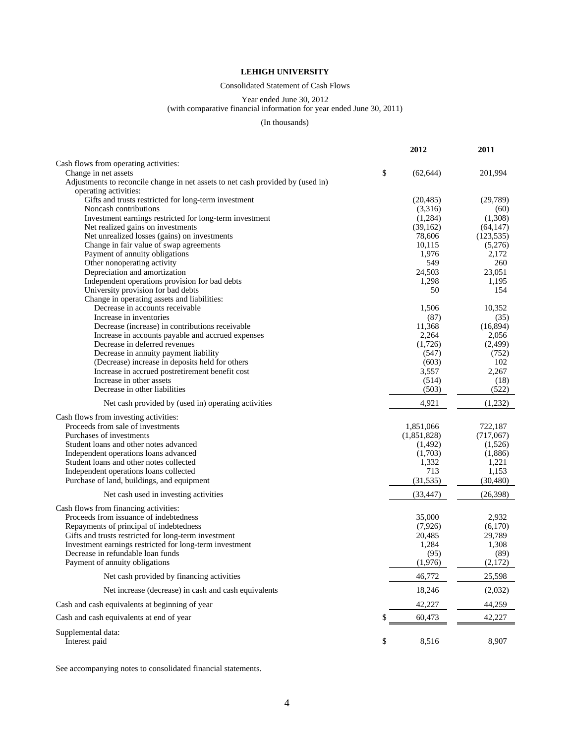**LEHIGH UNIVERSITY**

Consolidated Statement of Cash Flows

Year ended June 30, 2012
(with comparative financial information for year ended June 30, 2011)

(In thousands)

| | 2012 | 2011 |
|---|---|---|
| Cash flows from operating activities: | | |
| Change in net assets | $ (62,644) | 201,994 |
| Adjustments to reconcile change in net assets to net cash provided by (used in) operating activities: | | |
| Gifts and trusts restricted for long-term investment | (20,485) | (29,789) |
| Noncash contributions | (3,316) | (60) |
| Investment earnings restricted for long-term investment | (1,284) | (1,308) |
| Net realized gains on investments | (39,162) | (64,147) |
| Net unrealized losses (gains) on investments | 78,606 | (123,535) |
| Change in fair value of swap agreements | 10,115 | (5,276) |
| Payment of annuity obligations | 1,976 | 2,172 |
| Other nonoperating activity | 549 | 260 |
| Depreciation and amortization | 24,503 | 23,051 |
| Independent operations provision for bad debts | 1,298 | 1,195 |
| University provision for bad debts | 50 | 154 |
| Change in operating assets and liabilities: | | |
| Decrease in accounts receivable | 1,506 | 10,352 |
| Increase in inventories | (87) | (35) |
| Decrease (increase) in contributions receivable | 11,368 | (16,894) |
| Increase in accounts payable and accrued expenses | 2,264 | 2,056 |
| Decrease in deferred revenues | (1,726) | (2,499) |
| Decrease in annuity payment liability | (547) | (752) |
| (Decrease) increase in deposits held for others | (603) | 102 |
| Increase in accrued postretirement benefit cost | 3,557 | 2,267 |
| Increase in other assets | (514) | (18) |
| Decrease in other liabilities | (503) | (522) |
| Net cash provided by (used in) operating activities | 4,921 | (1,232) |
| Cash flows from investing activities: | | |
| Proceeds from sale of investments | 1,851,066 | 722,187 |
| Purchases of investments | (1,851,828) | (717,067) |
| Student loans and other notes advanced | (1,492) | (1,526) |
| Independent operations loans advanced | (1,703) | (1,886) |
| Student loans and other notes collected | 1,332 | 1,221 |
| Independent operations loans collected | 713 | 1,153 |
| Purchase of land, buildings, and equipment | (31,535) | (30,480) |
| Net cash used in investing activities | (33,447) | (26,398) |
| Cash flows from financing activities: | | |
| Proceeds from issuance of indebtedness | 35,000 | 2,932 |
| Repayments of principal of indebtedness | (7,926) | (6,170) |
| Gifts and trusts restricted for long-term investment | 20,485 | 29,789 |
| Investment earnings restricted for long-term investment | 1,284 | 1,308 |
| Decrease in refundable loan funds | (95) | (89) |
| Payment of annuity obligations | (1,976) | (2,172) |
| Net cash provided by financing activities | 46,772 | 25,598 |
| Net increase (decrease) in cash and cash equivalents | 18,246 | (2,032) |
| Cash and cash equivalents at beginning of year | 42,227 | 44,259 |
| Cash and cash equivalents at end of year | $ 60,473 | 42,227 |
| Supplemental data: | | |
| Interest paid | $ 8,516 | 8,907 |

See accompanying notes to consolidated financial statements.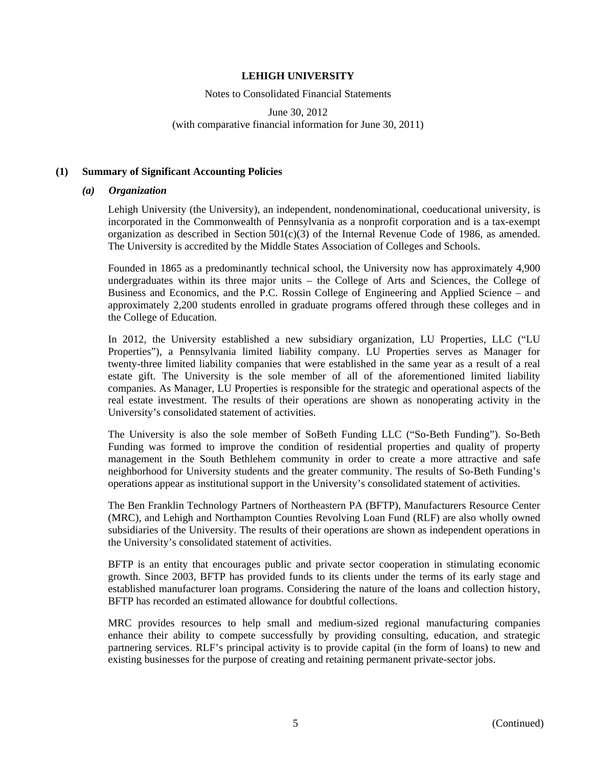# LEHIGH UNIVERSITY

Notes to Consolidated Financial Statements

June 30, 2012
(with comparative financial information for June 30, 2011)

## (1) Summary of Significant Accounting Policies

### *(a) Organization*

Lehigh University (the University), an independent, nondenominational, coeducational university, is incorporated in the Commonwealth of Pennsylvania as a nonprofit corporation and is a tax-exempt organization as described in Section 501(c)(3) of the Internal Revenue Code of 1986, as amended. The University is accredited by the Middle States Association of Colleges and Schools.

Founded in 1865 as a predominantly technical school, the University now has approximately 4,900 undergraduates within its three major units – the College of Arts and Sciences, the College of Business and Economics, and the P.C. Rossin College of Engineering and Applied Science – and approximately 2,200 students enrolled in graduate programs offered through these colleges and in the College of Education.

In 2012, the University established a new subsidiary organization, LU Properties, LLC ("LU Properties"), a Pennsylvania limited liability company. LU Properties serves as Manager for twenty-three limited liability companies that were established in the same year as a result of a real estate gift. The University is the sole member of all of the aforementioned limited liability companies. As Manager, LU Properties is responsible for the strategic and operational aspects of the real estate investment. The results of their operations are shown as nonoperating activity in the University's consolidated statement of activities.

The University is also the sole member of SoBeth Funding LLC ("So-Beth Funding"). So-Beth Funding was formed to improve the condition of residential properties and quality of property management in the South Bethlehem community in order to create a more attractive and safe neighborhood for University students and the greater community. The results of So-Beth Funding's operations appear as institutional support in the University's consolidated statement of activities.

The Ben Franklin Technology Partners of Northeastern PA (BFTP), Manufacturers Resource Center (MRC), and Lehigh and Northampton Counties Revolving Loan Fund (RLF) are also wholly owned subsidiaries of the University. The results of their operations are shown as independent operations in the University's consolidated statement of activities.

BFTP is an entity that encourages public and private sector cooperation in stimulating economic growth. Since 2003, BFTP has provided funds to its clients under the terms of its early stage and established manufacturer loan programs. Considering the nature of the loans and collection history, BFTP has recorded an estimated allowance for doubtful collections.

MRC provides resources to help small and medium-sized regional manufacturing companies enhance their ability to compete successfully by providing consulting, education, and strategic partnering services. RLF's principal activity is to provide capital (in the form of loans) to new and existing businesses for the purpose of creating and retaining permanent private-sector jobs.

(Continued)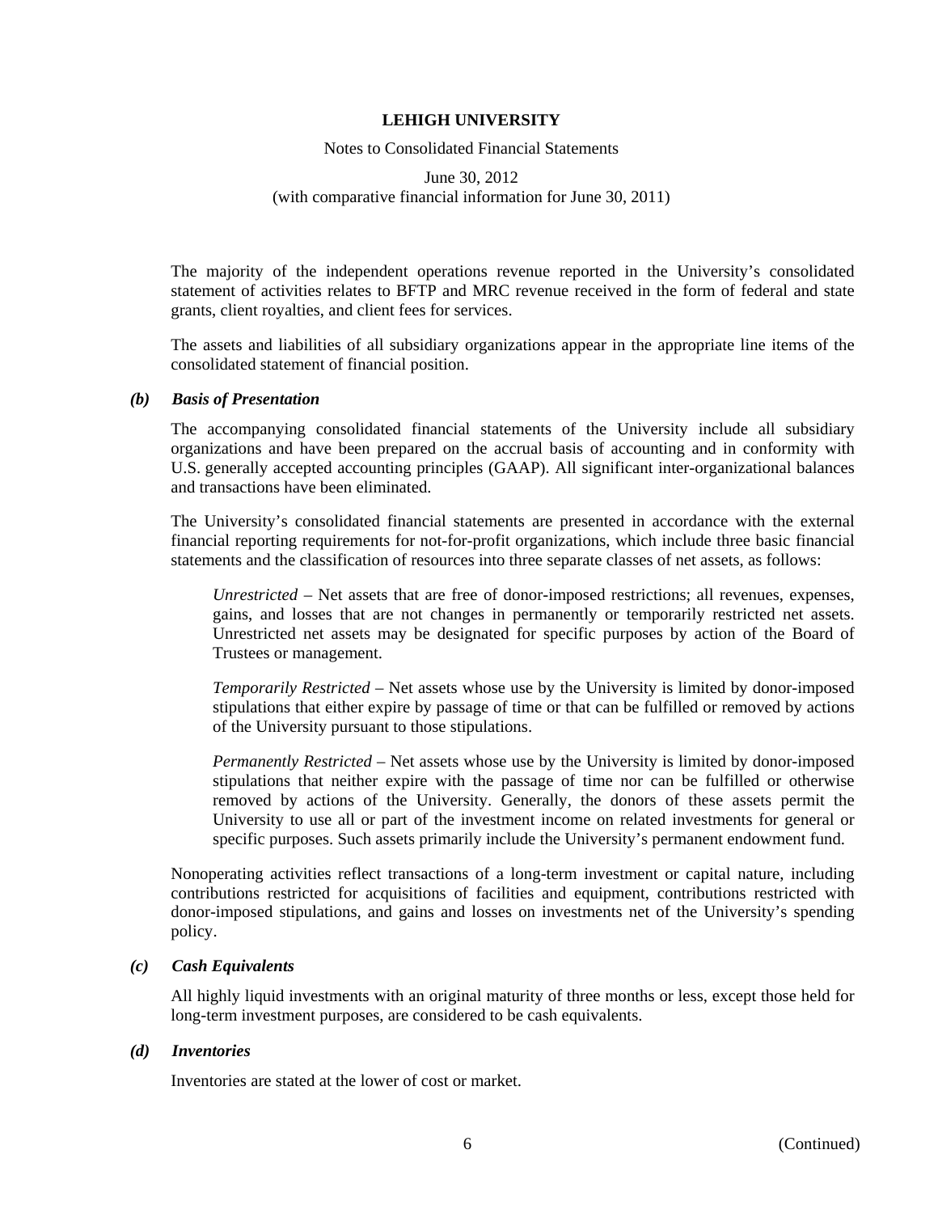The majority of the independent operations revenue reported in the University's consolidated statement of activities relates to BFTP and MRC revenue received in the form of federal and state grants, client royalties, and client fees for services.

The assets and liabilities of all subsidiary organizations appear in the appropriate line items of the consolidated statement of financial position.

***(b) Basis of Presentation***

The accompanying consolidated financial statements of the University include all subsidiary organizations and have been prepared on the accrual basis of accounting and in conformity with U.S. generally accepted accounting principles (GAAP). All significant inter-organizational balances and transactions have been eliminated.

The University's consolidated financial statements are presented in accordance with the external financial reporting requirements for not-for-profit organizations, which include three basic financial statements and the classification of resources into three separate classes of net assets, as follows:

*Unrestricted* – Net assets that are free of donor-imposed restrictions; all revenues, expenses, gains, and losses that are not changes in permanently or temporarily restricted net assets. Unrestricted net assets may be designated for specific purposes by action of the Board of Trustees or management.

*Temporarily Restricted* – Net assets whose use by the University is limited by donor-imposed stipulations that either expire by passage of time or that can be fulfilled or removed by actions of the University pursuant to those stipulations.

*Permanently Restricted* – Net assets whose use by the University is limited by donor-imposed stipulations that neither expire with the passage of time nor can be fulfilled or otherwise removed by actions of the University. Generally, the donors of these assets permit the University to use all or part of the investment income on related investments for general or specific purposes. Such assets primarily include the University's permanent endowment fund.

Nonoperating activities reflect transactions of a long-term investment or capital nature, including contributions restricted for acquisitions of facilities and equipment, contributions restricted with donor-imposed stipulations, and gains and losses on investments net of the University's spending policy.

***(c) Cash Equivalents***

All highly liquid investments with an original maturity of three months or less, except those held for long-term investment purposes, are considered to be cash equivalents.

***(d) Inventories***

Inventories are stated at the lower of cost or market.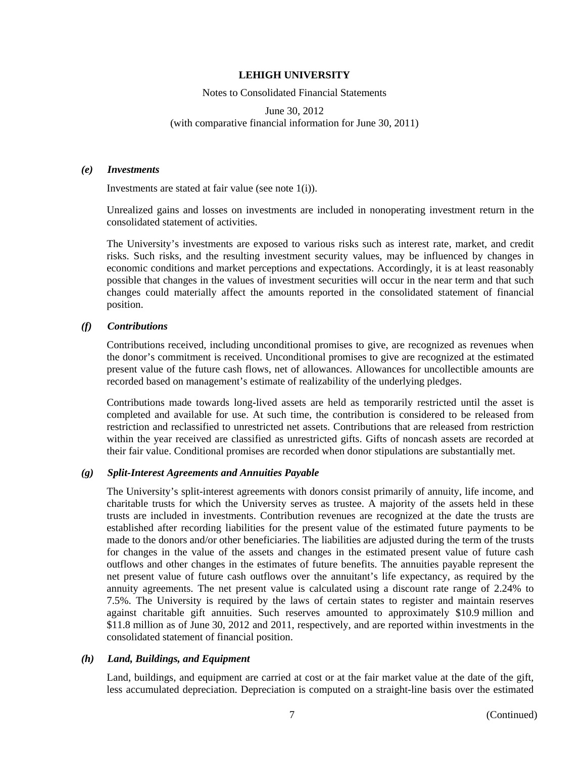### *(e) Investments*

Investments are stated at fair value (see note 1(i)).

Unrealized gains and losses on investments are included in nonoperating investment return in the consolidated statement of activities.

The University's investments are exposed to various risks such as interest rate, market, and credit risks. Such risks, and the resulting investment security values, may be influenced by changes in economic conditions and market perceptions and expectations. Accordingly, it is at least reasonably possible that changes in the values of investment securities will occur in the near term and that such changes could materially affect the amounts reported in the consolidated statement of financial position.

### *(f) Contributions*

Contributions received, including unconditional promises to give, are recognized as revenues when the donor's commitment is received. Unconditional promises to give are recognized at the estimated present value of the future cash flows, net of allowances. Allowances for uncollectible amounts are recorded based on management's estimate of realizability of the underlying pledges.

Contributions made towards long-lived assets are held as temporarily restricted until the asset is completed and available for use. At such time, the contribution is considered to be released from restriction and reclassified to unrestricted net assets. Contributions that are released from restriction within the year received are classified as unrestricted gifts. Gifts of noncash assets are recorded at their fair value. Conditional promises are recorded when donor stipulations are substantially met.

### *(g) Split-Interest Agreements and Annuities Payable*

The University's split-interest agreements with donors consist primarily of annuity, life income, and charitable trusts for which the University serves as trustee. A majority of the assets held in these trusts are included in investments. Contribution revenues are recognized at the date the trusts are established after recording liabilities for the present value of the estimated future payments to be made to the donors and/or other beneficiaries. The liabilities are adjusted during the term of the trusts for changes in the value of the assets and changes in the estimated present value of future cash outflows and other changes in the estimates of future benefits. The annuities payable represent the net present value of future cash outflows over the annuitant's life expectancy, as required by the annuity agreements. The net present value is calculated using a discount rate range of 2.24% to 7.5%. The University is required by the laws of certain states to register and maintain reserves against charitable gift annuities. Such reserves amounted to approximately $10.9 million and $11.8 million as of June 30, 2012 and 2011, respectively, and are reported within investments in the consolidated statement of financial position.

### *(h) Land, Buildings, and Equipment*

Land, buildings, and equipment are carried at cost or at the fair market value at the date of the gift, less accumulated depreciation. Depreciation is computed on a straight-line basis over the estimated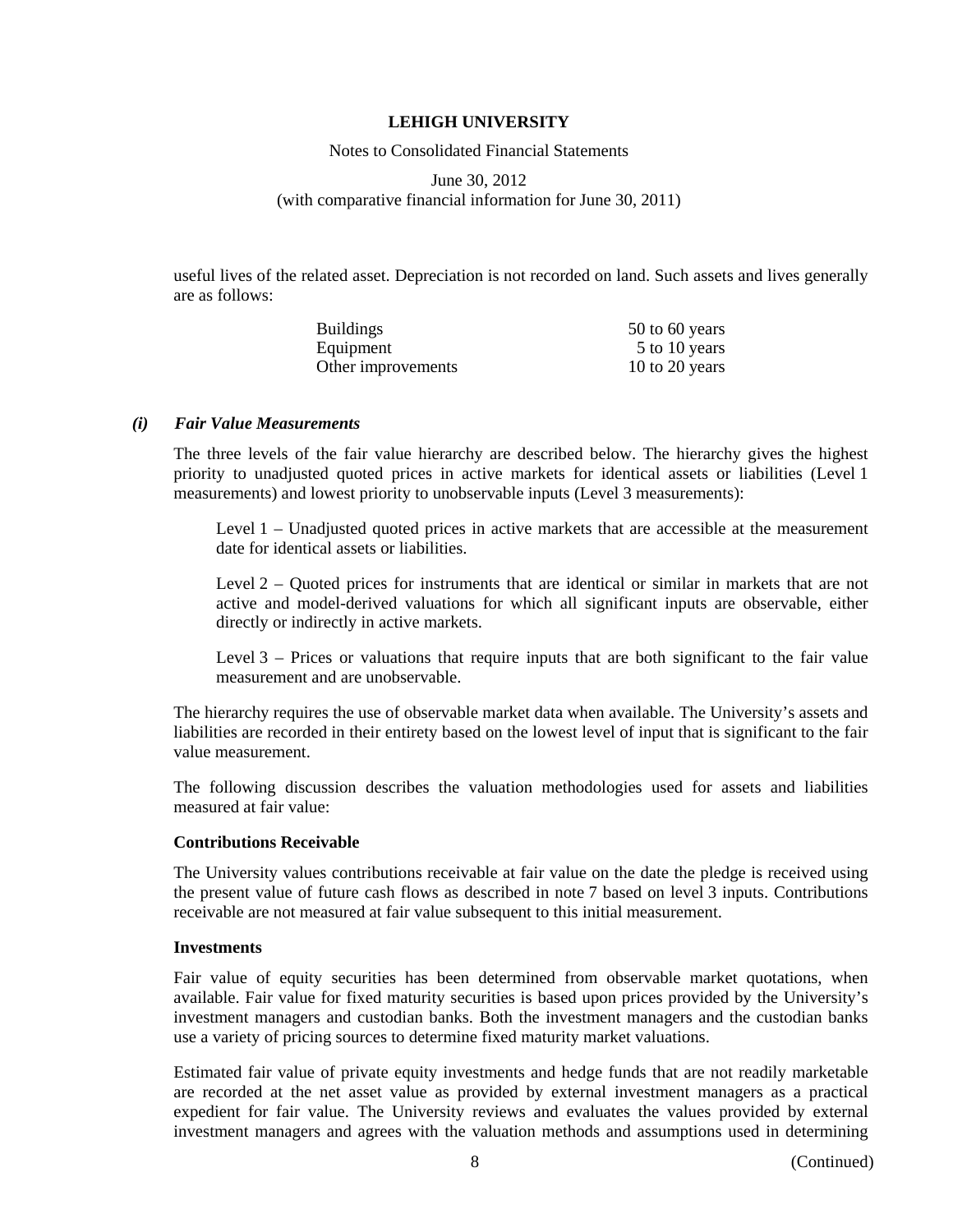useful lives of the related asset. Depreciation is not recorded on land. Such assets and lives generally are as follows:

| | |
|---|---|
| Buildings | 50 to 60 years |
| Equipment | 5 to 10 years |
| Other improvements | 10 to 20 years |

### *(i) Fair Value Measurements*

The three levels of the fair value hierarchy are described below. The hierarchy gives the highest priority to unadjusted quoted prices in active markets for identical assets or liabilities (Level 1 measurements) and lowest priority to unobservable inputs (Level 3 measurements):

Level 1 – Unadjusted quoted prices in active markets that are accessible at the measurement date for identical assets or liabilities.

Level 2 – Quoted prices for instruments that are identical or similar in markets that are not active and model-derived valuations for which all significant inputs are observable, either directly or indirectly in active markets.

Level 3 – Prices or valuations that require inputs that are both significant to the fair value measurement and are unobservable.

The hierarchy requires the use of observable market data when available. The University's assets and liabilities are recorded in their entirety based on the lowest level of input that is significant to the fair value measurement.

The following discussion describes the valuation methodologies used for assets and liabilities measured at fair value:

**Contributions Receivable**

The University values contributions receivable at fair value on the date the pledge is received using the present value of future cash flows as described in note 7 based on level 3 inputs. Contributions receivable are not measured at fair value subsequent to this initial measurement.

**Investments**

Fair value of equity securities has been determined from observable market quotations, when available. Fair value for fixed maturity securities is based upon prices provided by the University's investment managers and custodian banks. Both the investment managers and the custodian banks use a variety of pricing sources to determine fixed maturity market valuations.

Estimated fair value of private equity investments and hedge funds that are not readily marketable are recorded at the net asset value as provided by external investment managers as a practical expedient for fair value. The University reviews and evaluates the values provided by external investment managers and agrees with the valuation methods and assumptions used in determining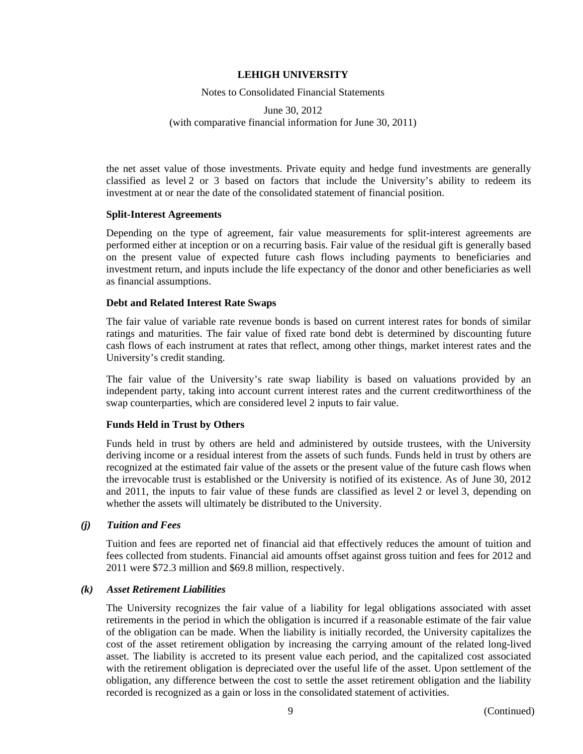the net asset value of those investments. Private equity and hedge fund investments are generally classified as level 2 or 3 based on factors that include the University's ability to redeem its investment at or near the date of the consolidated statement of financial position.

**Split-Interest Agreements**

Depending on the type of agreement, fair value measurements for split-interest agreements are performed either at inception or on a recurring basis. Fair value of the residual gift is generally based on the present value of expected future cash flows including payments to beneficiaries and investment return, and inputs include the life expectancy of the donor and other beneficiaries as well as financial assumptions.

**Debt and Related Interest Rate Swaps**

The fair value of variable rate revenue bonds is based on current interest rates for bonds of similar ratings and maturities. The fair value of fixed rate bond debt is determined by discounting future cash flows of each instrument at rates that reflect, among other things, market interest rates and the University's credit standing.

The fair value of the University's rate swap liability is based on valuations provided by an independent party, taking into account current interest rates and the current creditworthiness of the swap counterparties, which are considered level 2 inputs to fair value.

**Funds Held in Trust by Others**

Funds held in trust by others are held and administered by outside trustees, with the University deriving income or a residual interest from the assets of such funds. Funds held in trust by others are recognized at the estimated fair value of the assets or the present value of the future cash flows when the irrevocable trust is established or the University is notified of its existence. As of June 30, 2012 and 2011, the inputs to fair value of these funds are classified as level 2 or level 3, depending on whether the assets will ultimately be distributed to the University.

***(j) Tuition and Fees***

Tuition and fees are reported net of financial aid that effectively reduces the amount of tuition and fees collected from students. Financial aid amounts offset against gross tuition and fees for 2012 and 2011 were $72.3 million and $69.8 million, respectively.

***(k) Asset Retirement Liabilities***

The University recognizes the fair value of a liability for legal obligations associated with asset retirements in the period in which the obligation is incurred if a reasonable estimate of the fair value of the obligation can be made. When the liability is initially recorded, the University capitalizes the cost of the asset retirement obligation by increasing the carrying amount of the related long-lived asset. The liability is accreted to its present value each period, and the capitalized cost associated with the retirement obligation is depreciated over the useful life of the asset. Upon settlement of the obligation, any difference between the cost to settle the asset retirement obligation and the liability recorded is recognized as a gain or loss in the consolidated statement of activities.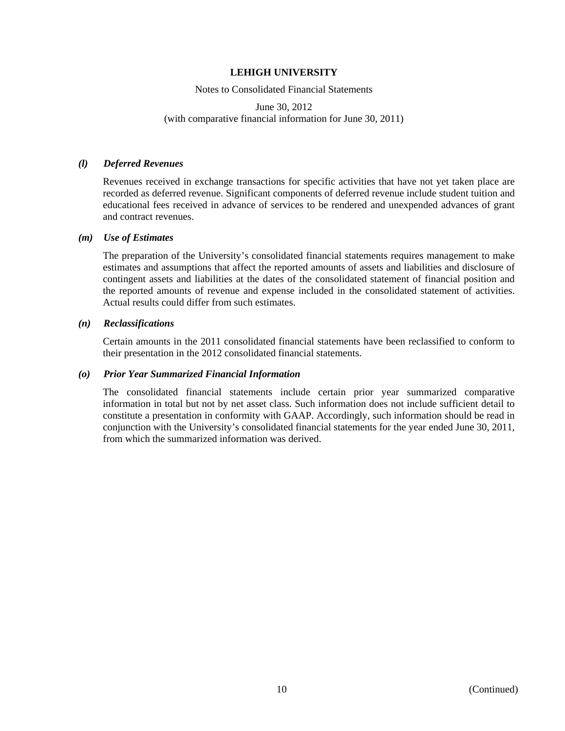### *(l) Deferred Revenues*

Revenues received in exchange transactions for specific activities that have not yet taken place are recorded as deferred revenue. Significant components of deferred revenue include student tuition and educational fees received in advance of services to be rendered and unexpended advances of grant and contract revenues.

### *(m) Use of Estimates*

The preparation of the University's consolidated financial statements requires management to make estimates and assumptions that affect the reported amounts of assets and liabilities and disclosure of contingent assets and liabilities at the dates of the consolidated statement of financial position and the reported amounts of revenue and expense included in the consolidated statement of activities. Actual results could differ from such estimates.

### *(n) Reclassifications*

Certain amounts in the 2011 consolidated financial statements have been reclassified to conform to their presentation in the 2012 consolidated financial statements.

### *(o) Prior Year Summarized Financial Information*

The consolidated financial statements include certain prior year summarized comparative information in total but not by net asset class. Such information does not include sufficient detail to constitute a presentation in conformity with GAAP. Accordingly, such information should be read in conjunction with the University's consolidated financial statements for the year ended June 30, 2011, from which the summarized information was derived.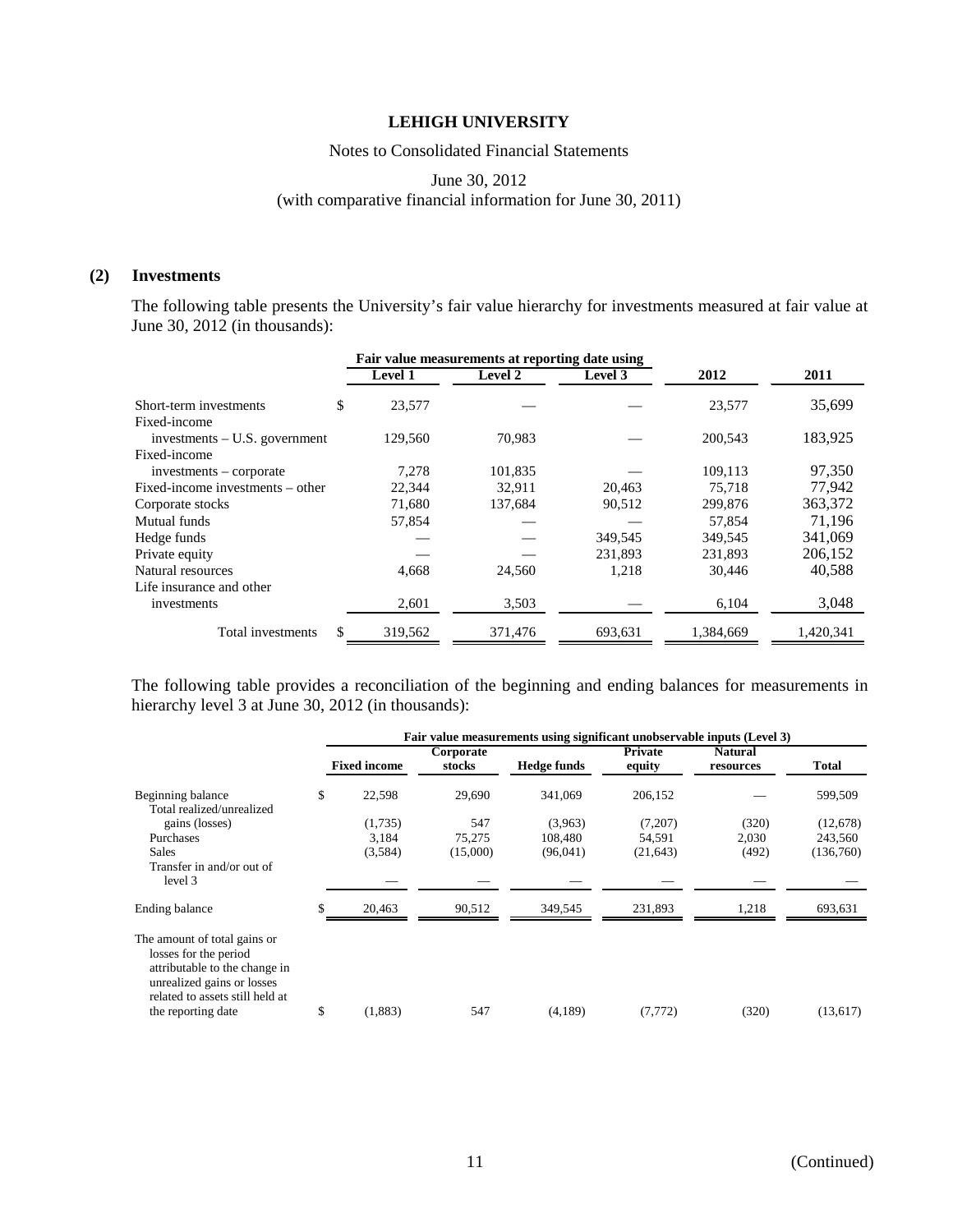## (2) Investments

The following table presents the University's fair value hierarchy for investments measured at fair value at June 30, 2012 (in thousands):

| | Fair value measurements at reporting date using | | | | |
|---|---|---|---|---|---|
| | Level 1 | Level 2 | Level 3 | 2012 | 2011 |
| Short-term investments | $ 23,577 | — | — | 23,577 | 35,699 |
| Fixed-income investments – U.S. government | 129,560 | 70,983 | — | 200,543 | 183,925 |
| Fixed-income investments – corporate | 7,278 | 101,835 | — | 109,113 | 97,350 |
| Fixed-income investments – other | 22,344 | 32,911 | 20,463 | 75,718 | 77,942 |
| Corporate stocks | 71,680 | 137,684 | 90,512 | 299,876 | 363,372 |
| Mutual funds | 57,854 | — | — | 57,854 | 71,196 |
| Hedge funds | — | — | 349,545 | 349,545 | 341,069 |
| Private equity | — | — | 231,893 | 231,893 | 206,152 |
| Natural resources | 4,668 | 24,560 | 1,218 | 30,446 | 40,588 |
| Life insurance and other investments | 2,601 | 3,503 | — | 6,104 | 3,048 |
| Total investments | $ 319,562 | 371,476 | 693,631 | 1,384,669 | 1,420,341 |

The following table provides a reconciliation of the beginning and ending balances for measurements in hierarchy level 3 at June 30, 2012 (in thousands):

| | Fair value measurements using significant unobservable inputs (Level 3) | | | | | |
|---|---|---|---|---|---|---|
| | Fixed income | Corporate stocks | Hedge funds | Private equity | Natural resources | Total |
| Beginning balance | $ 22,598 | 29,690 | 341,069 | 206,152 | — | 599,509 |
| Total realized/unrealized gains (losses) | (1,735) | 547 | (3,963) | (7,207) | (320) | (12,678) |
| Purchases | 3,184 | 75,275 | 108,480 | 54,591 | 2,030 | 243,560 |
| Sales | (3,584) | (15,000) | (96,041) | (21,643) | (492) | (136,760) |
| Transfer in and/or out of level 3 | — | — | — | — | — | — |
| Ending balance | $ 20,463 | 90,512 | 349,545 | 231,893 | 1,218 | 693,631 |
| The amount of total gains or losses for the period attributable to the change in unrealized gains or losses related to assets still held at the reporting date | $ (1,883) | 547 | (4,189) | (7,772) | (320) | (13,617) |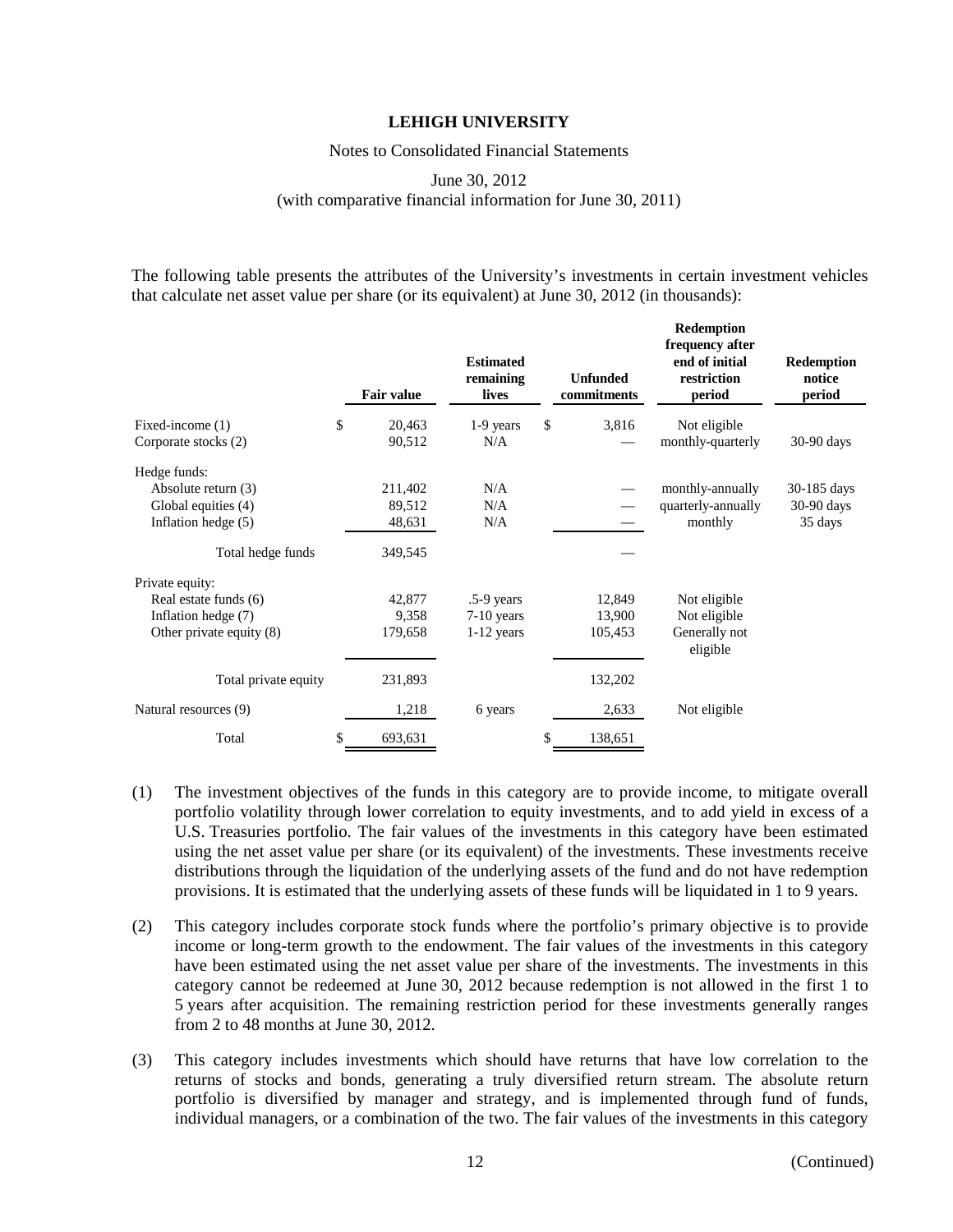# LEHIGH UNIVERSITY

Notes to Consolidated Financial Statements

June 30, 2012
(with comparative financial information for June 30, 2011)

The following table presents the attributes of the University's investments in certain investment vehicles that calculate net asset value per share (or its equivalent) at June 30, 2012 (in thousands):

| | Fair value | Estimated remaining lives | Unfunded commitments | Redemption frequency after end of initial restriction period | Redemption notice period |
|---|---|---|---|---|---|
| Fixed-income (1) | $ 20,463 | 1-9 years | $ 3,816 | Not eligible | |
| Corporate stocks (2) | 90,512 | N/A | — | monthly-quarterly | 30-90 days |
| Hedge funds: | | | | | |
| Absolute return (3) | 211,402 | N/A | — | monthly-annually | 30-185 days |
| Global equities (4) | 89,512 | N/A | — | quarterly-annually | 30-90 days |
| Inflation hedge (5) | 48,631 | N/A | — | monthly | 35 days |
| Total hedge funds | 349,545 | | — | | |
| Private equity: | | | | | |
| Real estate funds (6) | 42,877 | .5-9 years | 12,849 | Not eligible | |
| Inflation hedge (7) | 9,358 | 7-10 years | 13,900 | Not eligible | |
| Other private equity (8) | 179,658 | 1-12 years | 105,453 | Generally not eligible | |
| Total private equity | 231,893 | | 132,202 | | |
| Natural resources (9) | 1,218 | 6 years | 2,633 | Not eligible | |
| Total | $ 693,631 | | $ 138,651 | | |

(1) The investment objectives of the funds in this category are to provide income, to mitigate overall portfolio volatility through lower correlation to equity investments, and to add yield in excess of a U.S. Treasuries portfolio. The fair values of the investments in this category have been estimated using the net asset value per share (or its equivalent) of the investments. These investments receive distributions through the liquidation of the underlying assets of the fund and do not have redemption provisions. It is estimated that the underlying assets of these funds will be liquidated in 1 to 9 years.

(2) This category includes corporate stock funds where the portfolio's primary objective is to provide income or long-term growth to the endowment. The fair values of the investments in this category have been estimated using the net asset value per share of the investments. The investments in this category cannot be redeemed at June 30, 2012 because redemption is not allowed in the first 1 to 5 years after acquisition. The remaining restriction period for these investments generally ranges from 2 to 48 months at June 30, 2012.

(3) This category includes investments which should have returns that have low correlation to the returns of stocks and bonds, generating a truly diversified return stream. The absolute return portfolio is diversified by manager and strategy, and is implemented through fund of funds, individual managers, or a combination of the two. The fair values of the investments in this category

(Continued)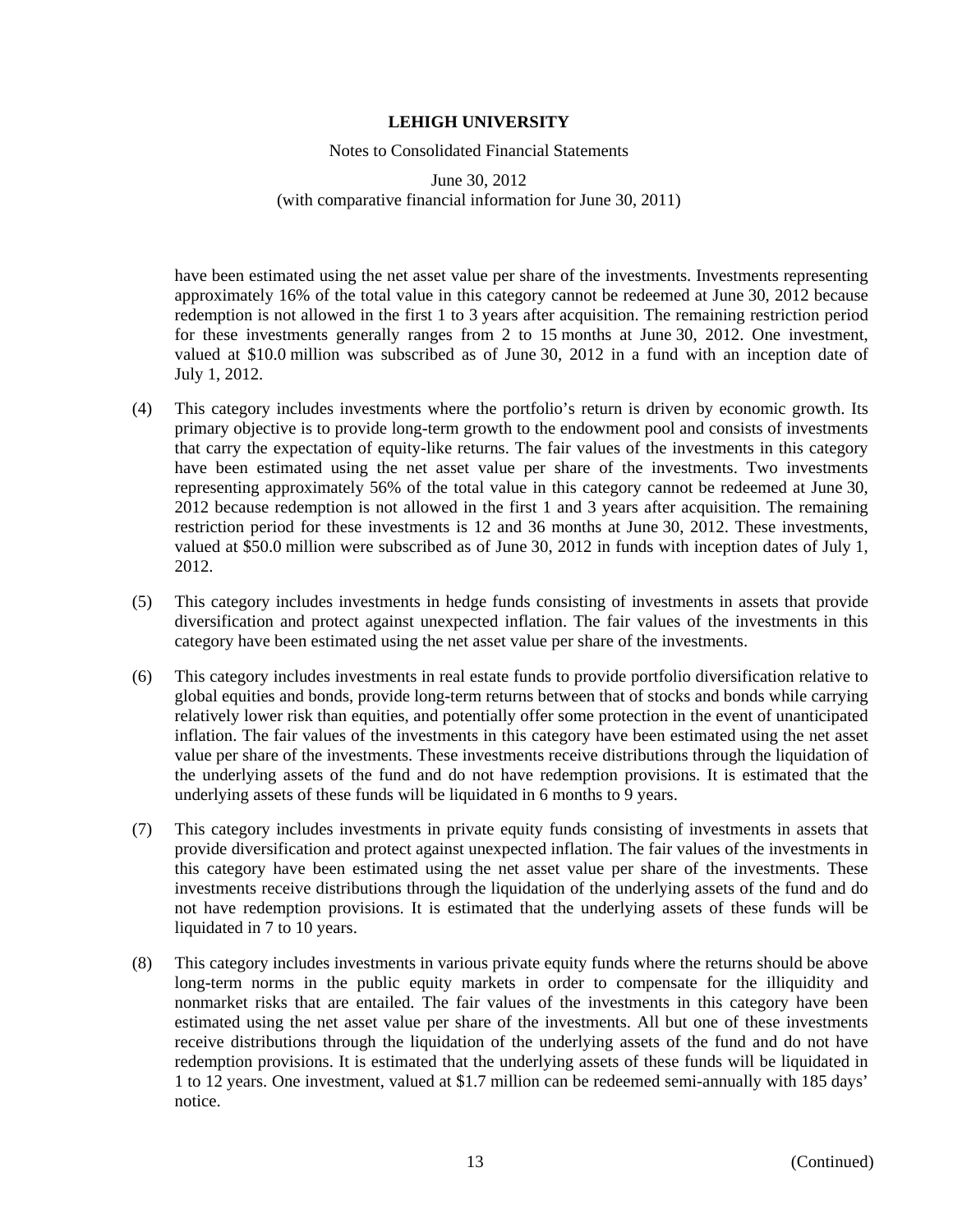have been estimated using the net asset value per share of the investments. Investments representing approximately 16% of the total value in this category cannot be redeemed at June 30, 2012 because redemption is not allowed in the first 1 to 3 years after acquisition. The remaining restriction period for these investments generally ranges from 2 to 15 months at June 30, 2012. One investment, valued at $10.0 million was subscribed as of June 30, 2012 in a fund with an inception date of July 1, 2012.

(4) This category includes investments where the portfolio's return is driven by economic growth. Its primary objective is to provide long-term growth to the endowment pool and consists of investments that carry the expectation of equity-like returns. The fair values of the investments in this category have been estimated using the net asset value per share of the investments. Two investments representing approximately 56% of the total value in this category cannot be redeemed at June 30, 2012 because redemption is not allowed in the first 1 and 3 years after acquisition. The remaining restriction period for these investments is 12 and 36 months at June 30, 2012. These investments, valued at $50.0 million were subscribed as of June 30, 2012 in funds with inception dates of July 1, 2012.

(5) This category includes investments in hedge funds consisting of investments in assets that provide diversification and protect against unexpected inflation. The fair values of the investments in this category have been estimated using the net asset value per share of the investments.

(6) This category includes investments in real estate funds to provide portfolio diversification relative to global equities and bonds, provide long-term returns between that of stocks and bonds while carrying relatively lower risk than equities, and potentially offer some protection in the event of unanticipated inflation. The fair values of the investments in this category have been estimated using the net asset value per share of the investments. These investments receive distributions through the liquidation of the underlying assets of the fund and do not have redemption provisions. It is estimated that the underlying assets of these funds will be liquidated in 6 months to 9 years.

(7) This category includes investments in private equity funds consisting of investments in assets that provide diversification and protect against unexpected inflation. The fair values of the investments in this category have been estimated using the net asset value per share of the investments. These investments receive distributions through the liquidation of the underlying assets of the fund and do not have redemption provisions. It is estimated that the underlying assets of these funds will be liquidated in 7 to 10 years.

(8) This category includes investments in various private equity funds where the returns should be above long-term norms in the public equity markets in order to compensate for the illiquidity and nonmarket risks that are entailed. The fair values of the investments in this category have been estimated using the net asset value per share of the investments. All but one of these investments receive distributions through the liquidation of the underlying assets of the fund and do not have redemption provisions. It is estimated that the underlying assets of these funds will be liquidated in 1 to 12 years. One investment, valued at $1.7 million can be redeemed semi-annually with 185 days' notice.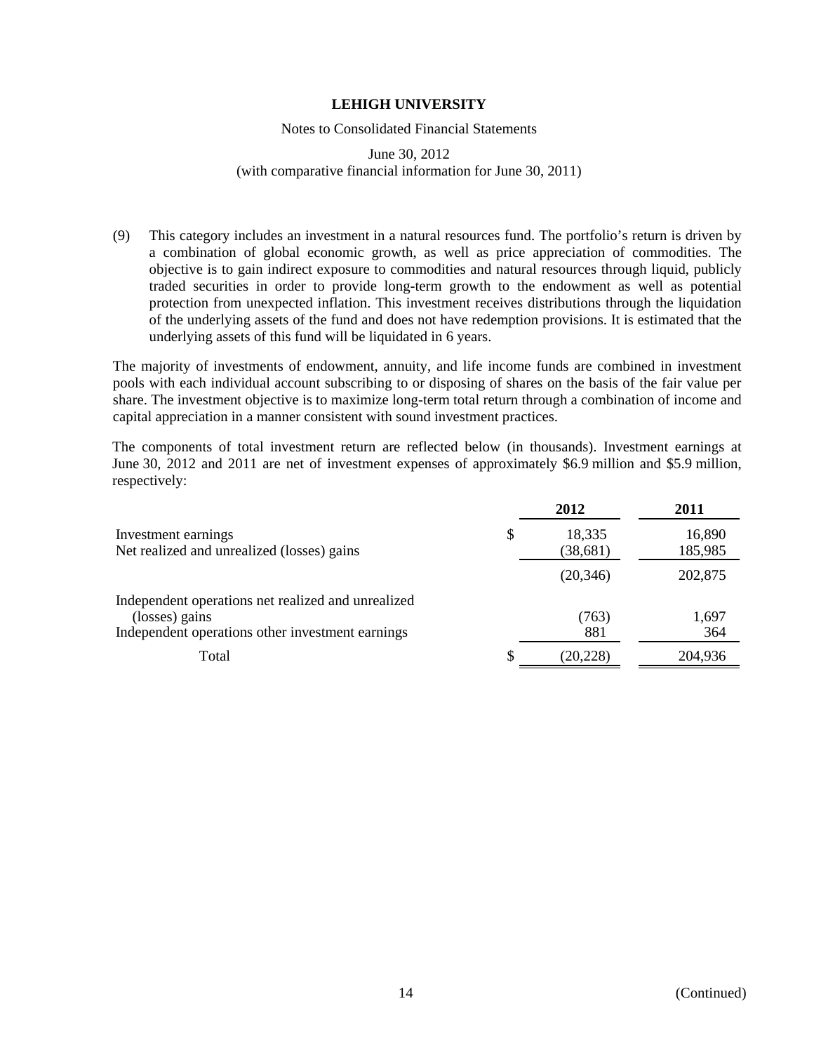(9) This category includes an investment in a natural resources fund. The portfolio's return is driven by a combination of global economic growth, as well as price appreciation of commodities. The objective is to gain indirect exposure to commodities and natural resources through liquid, publicly traded securities in order to provide long-term growth to the endowment as well as potential protection from unexpected inflation. This investment receives distributions through the liquidation of the underlying assets of the fund and does not have redemption provisions. It is estimated that the underlying assets of this fund will be liquidated in 6 years.

The majority of investments of endowment, annuity, and life income funds are combined in investment pools with each individual account subscribing to or disposing of shares on the basis of the fair value per share. The investment objective is to maximize long-term total return through a combination of income and capital appreciation in a manner consistent with sound investment practices.

The components of total investment return are reflected below (in thousands). Investment earnings at June 30, 2012 and 2011 are net of investment expenses of approximately $6.9 million and $5.9 million, respectively:

| | 2012 | 2011 |
|---|---|---|
| Investment earnings | $ 18,335 | 16,890 |
| Net realized and unrealized (losses) gains | (38,681) | 185,985 |
| | (20,346) | 202,875 |
| Independent operations net realized and unrealized (losses) gains | (763) | 1,697 |
| Independent operations other investment earnings | 881 | 364 |
| Total | $ (20,228) | 204,936 |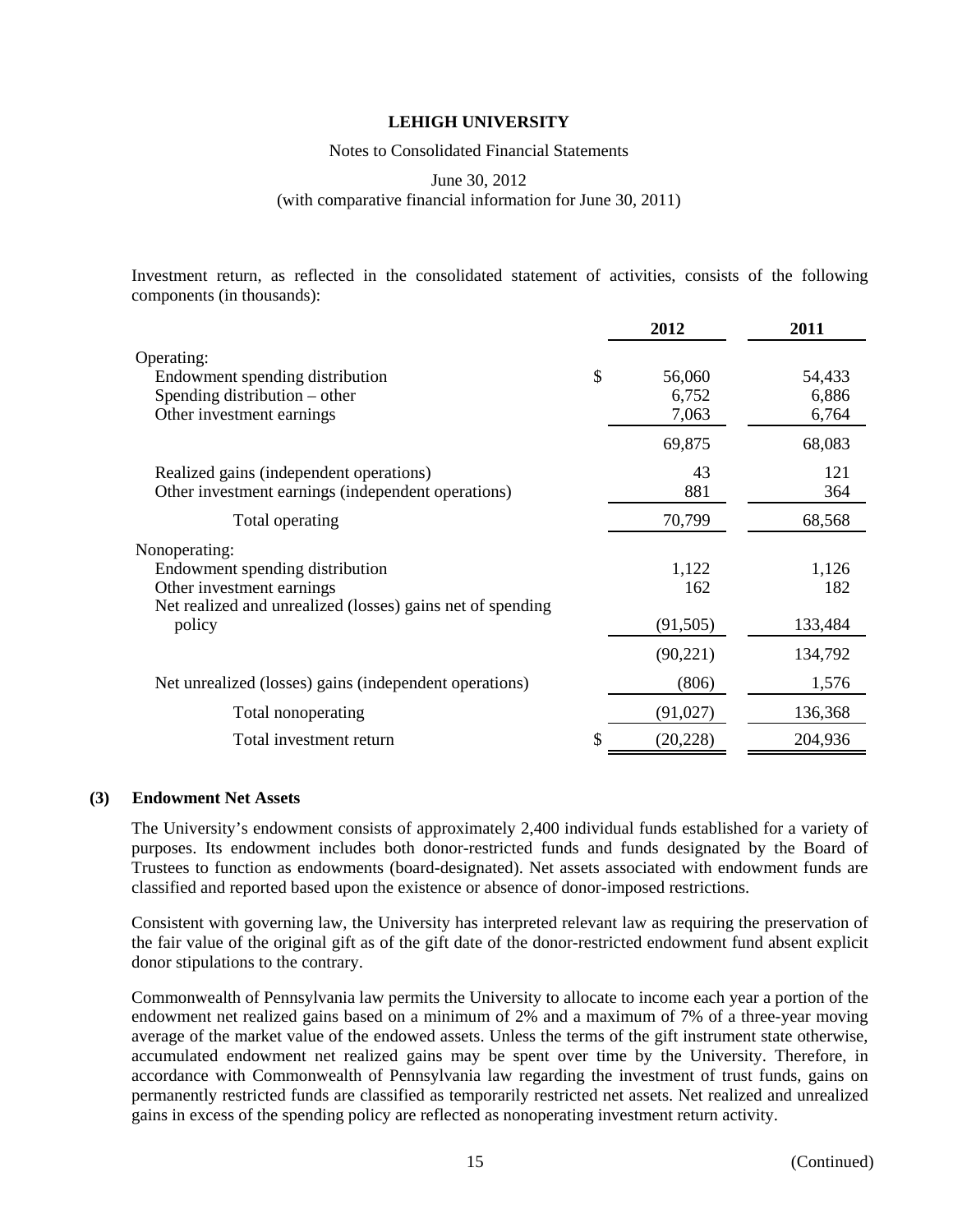Investment return, as reflected in the consolidated statement of activities, consists of the following components (in thousands):

| | 2012 | 2011 |
|---|---|---|
| Operating: | | |
| Endowment spending distribution | $ 56,060 | 54,433 |
| Spending distribution – other | 6,752 | 6,886 |
| Other investment earnings | 7,063 | 6,764 |
| | 69,875 | 68,083 |
| Realized gains (independent operations) | 43 | 121 |
| Other investment earnings (independent operations) | 881 | 364 |
| Total operating | 70,799 | 68,568 |
| Nonoperating: | | |
| Endowment spending distribution | 1,122 | 1,126 |
| Other investment earnings | 162 | 182 |
| Net realized and unrealized (losses) gains net of spending policy | (91,505) | 133,484 |
| | (90,221) | 134,792 |
| Net unrealized (losses) gains (independent operations) | (806) | 1,576 |
| Total nonoperating | (91,027) | 136,368 |
| Total investment return | $ (20,228) | 204,936 |

## (3) Endowment Net Assets

The University's endowment consists of approximately 2,400 individual funds established for a variety of purposes. Its endowment includes both donor-restricted funds and funds designated by the Board of Trustees to function as endowments (board-designated). Net assets associated with endowment funds are classified and reported based upon the existence or absence of donor-imposed restrictions.

Consistent with governing law, the University has interpreted relevant law as requiring the preservation of the fair value of the original gift as of the gift date of the donor-restricted endowment fund absent explicit donor stipulations to the contrary.

Commonwealth of Pennsylvania law permits the University to allocate to income each year a portion of the endowment net realized gains based on a minimum of 2% and a maximum of 7% of a three-year moving average of the market value of the endowed assets. Unless the terms of the gift instrument state otherwise, accumulated endowment net realized gains may be spent over time by the University. Therefore, in accordance with Commonwealth of Pennsylvania law regarding the investment of trust funds, gains on permanently restricted funds are classified as temporarily restricted net assets. Net realized and unrealized gains in excess of the spending policy are reflected as nonoperating investment return activity.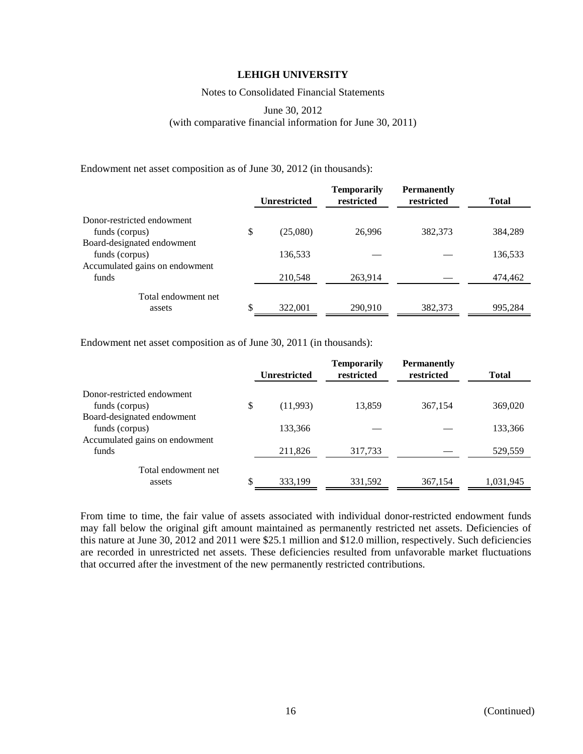Endowment net asset composition as of June 30, 2012 (in thousands):

| | Unrestricted | Temporarily restricted | Permanently restricted | Total |
|---|---|---|---|---|
| Donor-restricted endowment funds (corpus) | $ (25,080) | 26,996 | 382,373 | 384,289 |
| Board-designated endowment funds (corpus) | 136,533 | — | — | 136,533 |
| Accumulated gains on endowment funds | 210,548 | 263,914 | — | 474,462 |
| Total endowment net assets | $ 322,001 | 290,910 | 382,373 | 995,284 |

Endowment net asset composition as of June 30, 2011 (in thousands):

| | Unrestricted | Temporarily restricted | Permanently restricted | Total |
|---|---|---|---|---|
| Donor-restricted endowment funds (corpus) | $ (11,993) | 13,859 | 367,154 | 369,020 |
| Board-designated endowment funds (corpus) | 133,366 | — | — | 133,366 |
| Accumulated gains on endowment funds | 211,826 | 317,733 | — | 529,559 |
| Total endowment net assets | $ 333,199 | 331,592 | 367,154 | 1,031,945 |

From time to time, the fair value of assets associated with individual donor-restricted endowment funds may fall below the original gift amount maintained as permanently restricted net assets. Deficiencies of this nature at June 30, 2012 and 2011 were $25.1 million and $12.0 million, respectively. Such deficiencies are recorded in unrestricted net assets. These deficiencies resulted from unfavorable market fluctuations that occurred after the investment of the new permanently restricted contributions.

(Continued)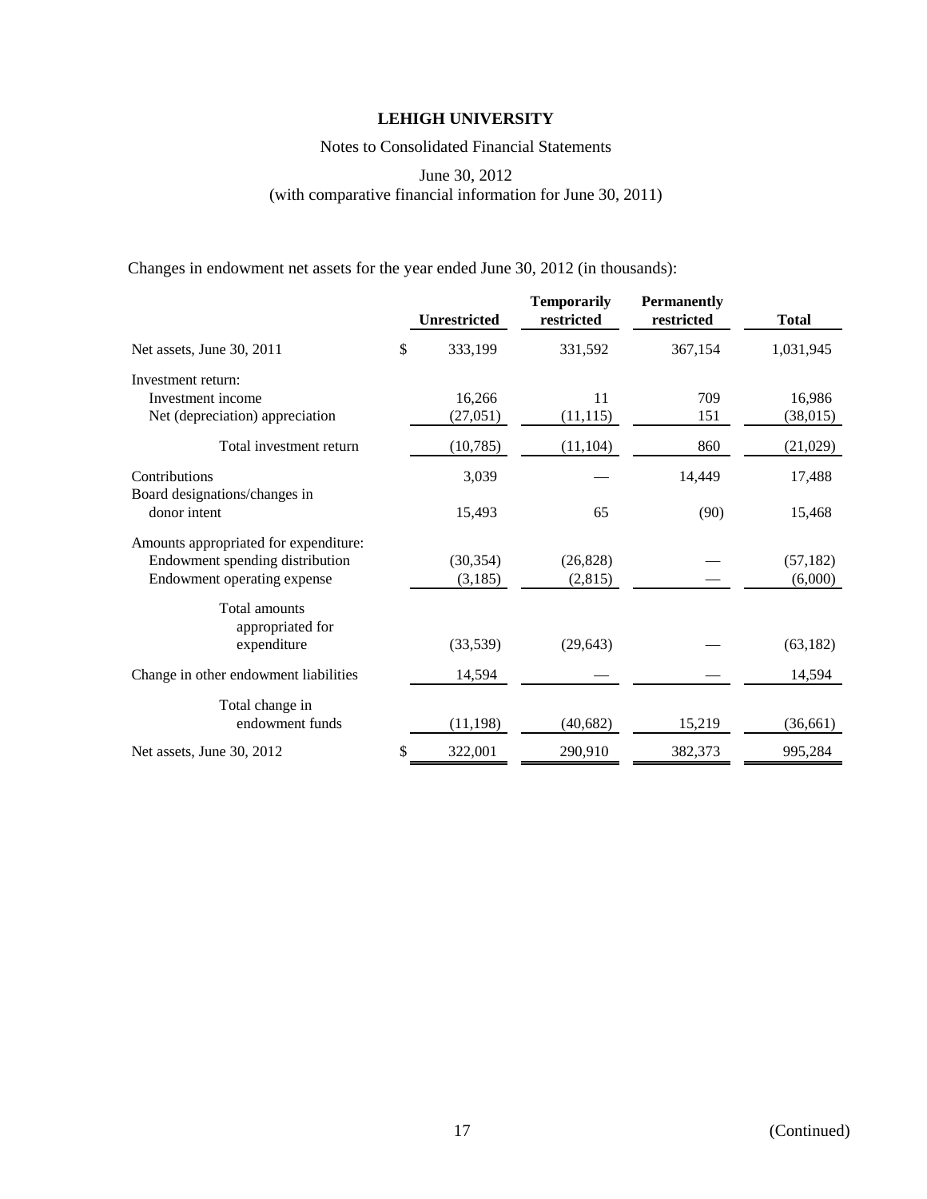# LEHIGH UNIVERSITY

Notes to Consolidated Financial Statements

June 30, 2012
(with comparative financial information for June 30, 2011)

Changes in endowment net assets for the year ended June 30, 2012 (in thousands):

| | Unrestricted | Temporarily restricted | Permanently restricted | Total |
|---|---|---|---|---|
| Net assets, June 30, 2011 | $ 333,199 | 331,592 | 367,154 | 1,031,945 |
| Investment return: | | | | |
| Investment income | 16,266 | 11 | 709 | 16,986 |
| Net (depreciation) appreciation | (27,051) | (11,115) | 151 | (38,015) |
| Total investment return | (10,785) | (11,104) | 860 | (21,029) |
| Contributions | 3,039 | — | 14,449 | 17,488 |
| Board designations/changes in donor intent | 15,493 | 65 | (90) | 15,468 |
| Amounts appropriated for expenditure: | | | | |
| Endowment spending distribution | (30,354) | (26,828) | — | (57,182) |
| Endowment operating expense | (3,185) | (2,815) | — | (6,000) |
| Total amounts appropriated for expenditure | (33,539) | (29,643) | — | (63,182) |
| Change in other endowment liabilities | 14,594 | — | — | 14,594 |
| Total change in endowment funds | (11,198) | (40,682) | 15,219 | (36,661) |
| Net assets, June 30, 2012 | $ 322,001 | 290,910 | 382,373 | 995,284 |

(Continued)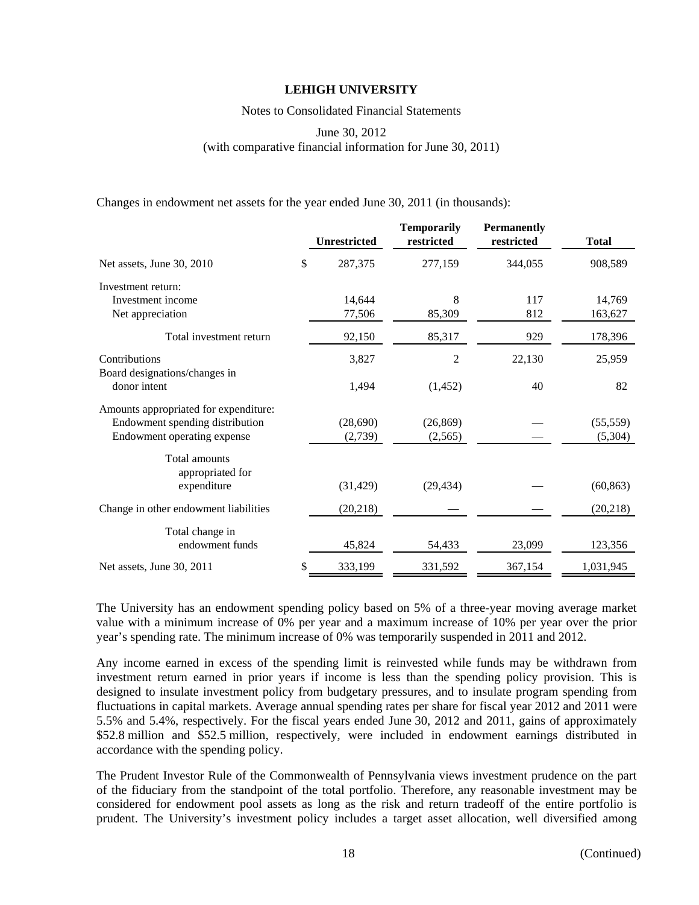Changes in endowment net assets for the year ended June 30, 2011 (in thousands):

| | Unrestricted | Temporarily restricted | Permanently restricted | Total |
|---|---|---|---|---|
| Net assets, June 30, 2010 | $ 287,375 | 277,159 | 344,055 | 908,589 |
| Investment return: | | | | |
| Investment income | 14,644 | 8 | 117 | 14,769 |
| Net appreciation | 77,506 | 85,309 | 812 | 163,627 |
| Total investment return | 92,150 | 85,317 | 929 | 178,396 |
| Contributions | 3,827 | 2 | 22,130 | 25,959 |
| Board designations/changes in donor intent | 1,494 | (1,452) | 40 | 82 |
| Amounts appropriated for expenditure: | | | | |
| Endowment spending distribution | (28,690) | (26,869) | — | (55,559) |
| Endowment operating expense | (2,739) | (2,565) | — | (5,304) |
| Total amounts appropriated for expenditure | (31,429) | (29,434) | — | (60,863) |
| Change in other endowment liabilities | (20,218) | — | — | (20,218) |
| Total change in endowment funds | 45,824 | 54,433 | 23,099 | 123,356 |
| Net assets, June 30, 2011 | $ 333,199 | 331,592 | 367,154 | 1,031,945 |

The University has an endowment spending policy based on 5% of a three-year moving average market value with a minimum increase of 0% per year and a maximum increase of 10% per year over the prior year's spending rate. The minimum increase of 0% was temporarily suspended in 2011 and 2012.

Any income earned in excess of the spending limit is reinvested while funds may be withdrawn from investment return earned in prior years if income is less than the spending policy provision. This is designed to insulate investment policy from budgetary pressures, and to insulate program spending from fluctuations in capital markets. Average annual spending rates per share for fiscal year 2012 and 2011 were 5.5% and 5.4%, respectively. For the fiscal years ended June 30, 2012 and 2011, gains of approximately $52.8 million and $52.5 million, respectively, were included in endowment earnings distributed in accordance with the spending policy.

The Prudent Investor Rule of the Commonwealth of Pennsylvania views investment prudence on the part of the fiduciary from the standpoint of the total portfolio. Therefore, any reasonable investment may be considered for endowment pool assets as long as the risk and return tradeoff of the entire portfolio is prudent. The University's investment policy includes a target asset allocation, well diversified among

(Continued)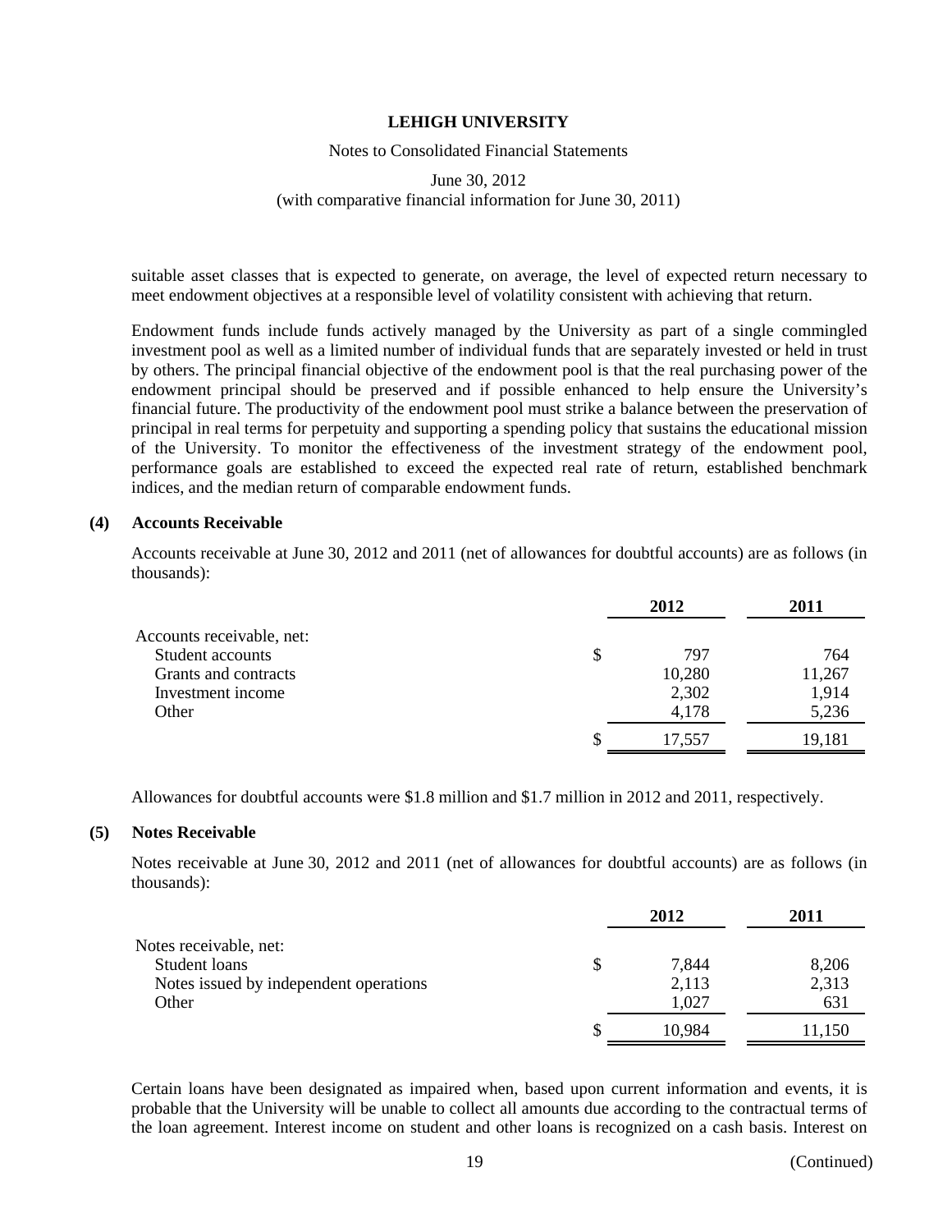suitable asset classes that is expected to generate, on average, the level of expected return necessary to meet endowment objectives at a responsible level of volatility consistent with achieving that return.

Endowment funds include funds actively managed by the University as part of a single commingled investment pool as well as a limited number of individual funds that are separately invested or held in trust by others. The principal financial objective of the endowment pool is that the real purchasing power of the endowment principal should be preserved and if possible enhanced to help ensure the University's financial future. The productivity of the endowment pool must strike a balance between the preservation of principal in real terms for perpetuity and supporting a spending policy that sustains the educational mission of the University. To monitor the effectiveness of the investment strategy of the endowment pool, performance goals are established to exceed the expected real rate of return, established benchmark indices, and the median return of comparable endowment funds.

## (4) Accounts Receivable

Accounts receivable at June 30, 2012 and 2011 (net of allowances for doubtful accounts) are as follows (in thousands):

| | 2012 | 2011 |
|---|---|---|
| Accounts receivable, net: | | |
| Student accounts | $ 797 | 764 |
| Grants and contracts | 10,280 | 11,267 |
| Investment income | 2,302 | 1,914 |
| Other | 4,178 | 5,236 |
| | $ 17,557 | 19,181 |

Allowances for doubtful accounts were \$1.8 million and \$1.7 million in 2012 and 2011, respectively.

## (5) Notes Receivable

Notes receivable at June 30, 2012 and 2011 (net of allowances for doubtful accounts) are as follows (in thousands):

| | 2012 | 2011 |
|---|---|---|
| Notes receivable, net: | | |
| Student loans | $ 7,844 | 8,206 |
| Notes issued by independent operations | 2,113 | 2,313 |
| Other | 1,027 | 631 |
| | $ 10,984 | 11,150 |

Certain loans have been designated as impaired when, based upon current information and events, it is probable that the University will be unable to collect all amounts due according to the contractual terms of the loan agreement. Interest income on student and other loans is recognized on a cash basis. Interest on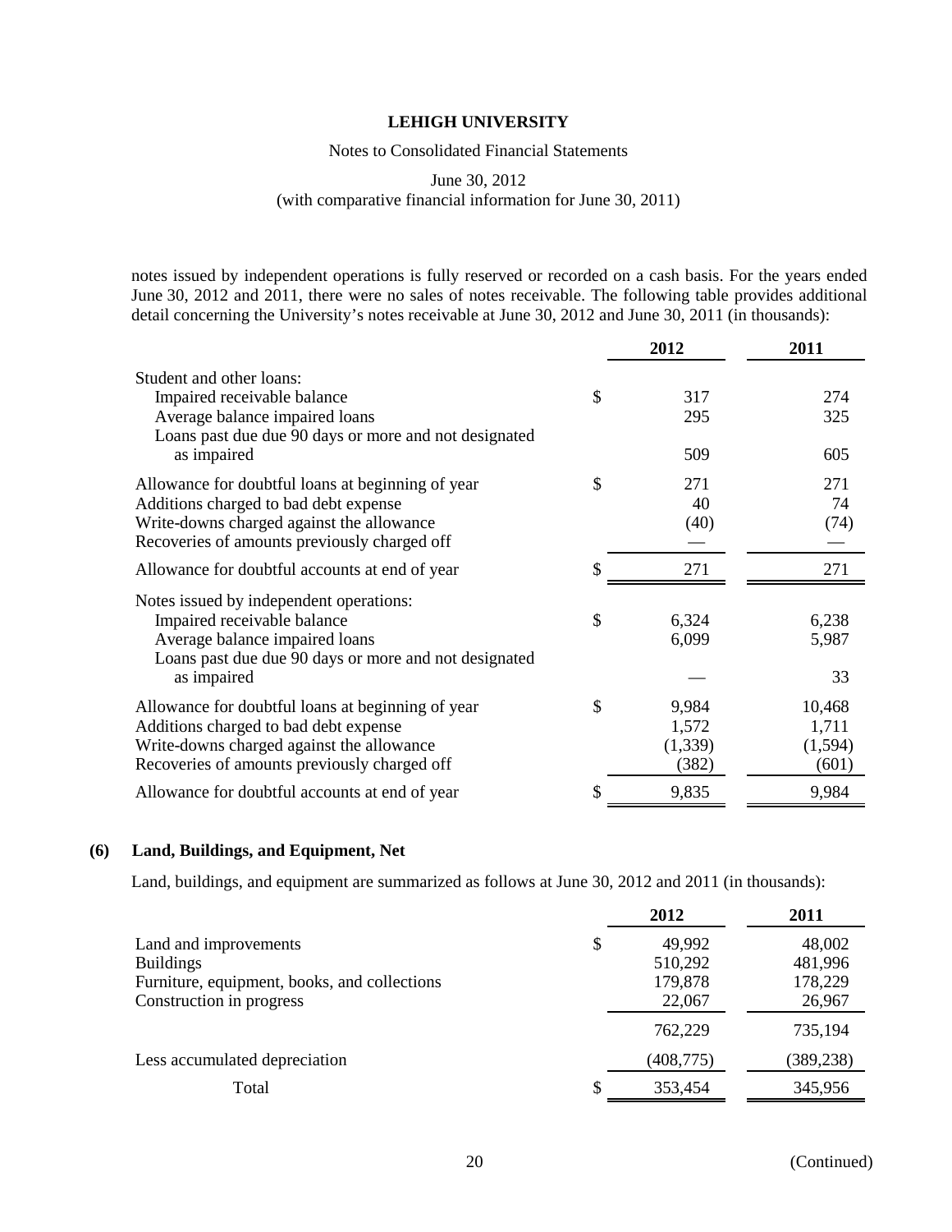notes issued by independent operations is fully reserved or recorded on a cash basis. For the years ended June 30, 2012 and 2011, there were no sales of notes receivable. The following table provides additional detail concerning the University's notes receivable at June 30, 2012 and June 30, 2011 (in thousands):

| | | 2012 | 2011 |
|---|---|---|---|
| Student and other loans: | | | |
| Impaired receivable balance | $ | 317 | 274 |
| Average balance impaired loans | | 295 | 325 |
| Loans past due due 90 days or more and not designated as impaired | | 509 | 605 |
| Allowance for doubtful loans at beginning of year | $ | 271 | 271 |
| Additions charged to bad debt expense | | 40 | 74 |
| Write-downs charged against the allowance | | (40) | (74) |
| Recoveries of amounts previously charged off | | — | — |
| Allowance for doubtful accounts at end of year | $ | 271 | 271 |
| Notes issued by independent operations: | | | |
| Impaired receivable balance | $ | 6,324 | 6,238 |
| Average balance impaired loans | | 6,099 | 5,987 |
| Loans past due due 90 days or more and not designated as impaired | | — | 33 |
| Allowance for doubtful loans at beginning of year | $ | 9,984 | 10,468 |
| Additions charged to bad debt expense | | 1,572 | 1,711 |
| Write-downs charged against the allowance | | (1,339) | (1,594) |
| Recoveries of amounts previously charged off | | (382) | (601) |
| Allowance for doubtful accounts at end of year | $ | 9,835 | 9,984 |

## (6) Land, Buildings, and Equipment, Net

Land, buildings, and equipment are summarized as follows at June 30, 2012 and 2011 (in thousands):

| | | 2012 | 2011 |
|---|---|---|---|
| Land and improvements | $ | 49,992 | 48,002 |
| Buildings | | 510,292 | 481,996 |
| Furniture, equipment, books, and collections | | 179,878 | 178,229 |
| Construction in progress | | 22,067 | 26,967 |
| | | 762,229 | 735,194 |
| Less accumulated depreciation | | (408,775) | (389,238) |
| Total | $ | 353,454 | 345,956 |

(Continued)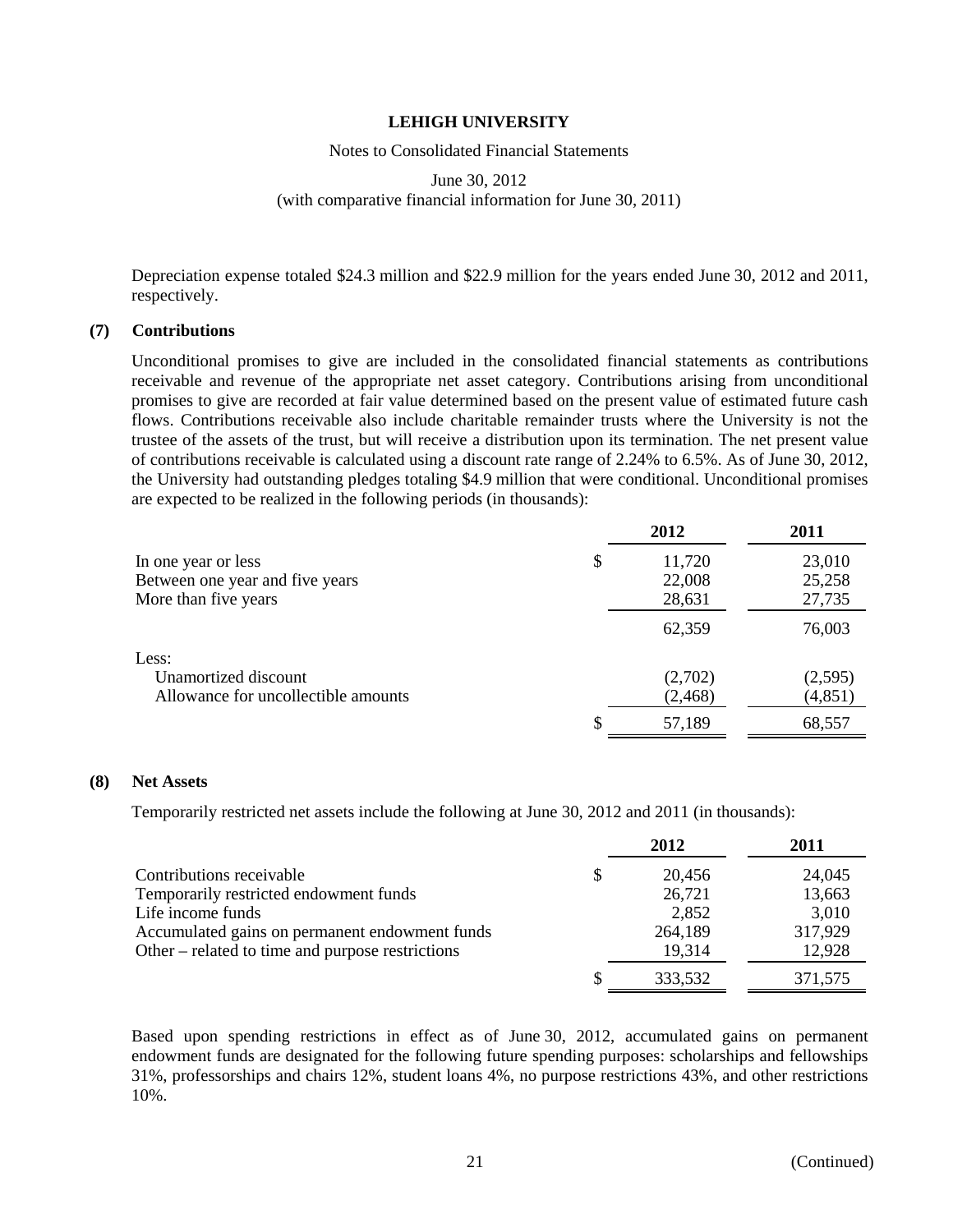Depreciation expense totaled $24.3 million and $22.9 million for the years ended June 30, 2012 and 2011, respectively.

## (7) Contributions

Unconditional promises to give are included in the consolidated financial statements as contributions receivable and revenue of the appropriate net asset category. Contributions arising from unconditional promises to give are recorded at fair value determined based on the present value of estimated future cash flows. Contributions receivable also include charitable remainder trusts where the University is not the trustee of the assets of the trust, but will receive a distribution upon its termination. The net present value of contributions receivable is calculated using a discount rate range of 2.24% to 6.5%. As of June 30, 2012, the University had outstanding pledges totaling $4.9 million that were conditional. Unconditional promises are expected to be realized in the following periods (in thousands):

| | 2012 | 2011 |
|---|---|---|
| In one year or less | $ 11,720 | 23,010 |
| Between one year and five years | 22,008 | 25,258 |
| More than five years | 28,631 | 27,735 |
| | 62,359 | 76,003 |
| Less: | | |
| Unamortized discount | (2,702) | (2,595) |
| Allowance for uncollectible amounts | (2,468) | (4,851) |
| | $ 57,189 | 68,557 |

## (8) Net Assets

Temporarily restricted net assets include the following at June 30, 2012 and 2011 (in thousands):

| | 2012 | 2011 |
|---|---|---|
| Contributions receivable | $ 20,456 | 24,045 |
| Temporarily restricted endowment funds | 26,721 | 13,663 |
| Life income funds | 2,852 | 3,010 |
| Accumulated gains on permanent endowment funds | 264,189 | 317,929 |
| Other – related to time and purpose restrictions | 19,314 | 12,928 |
| | $ 333,532 | 371,575 |

Based upon spending restrictions in effect as of June 30, 2012, accumulated gains on permanent endowment funds are designated for the following future spending purposes: scholarships and fellowships 31%, professorships and chairs 12%, student loans 4%, no purpose restrictions 43%, and other restrictions 10%.

(Continued)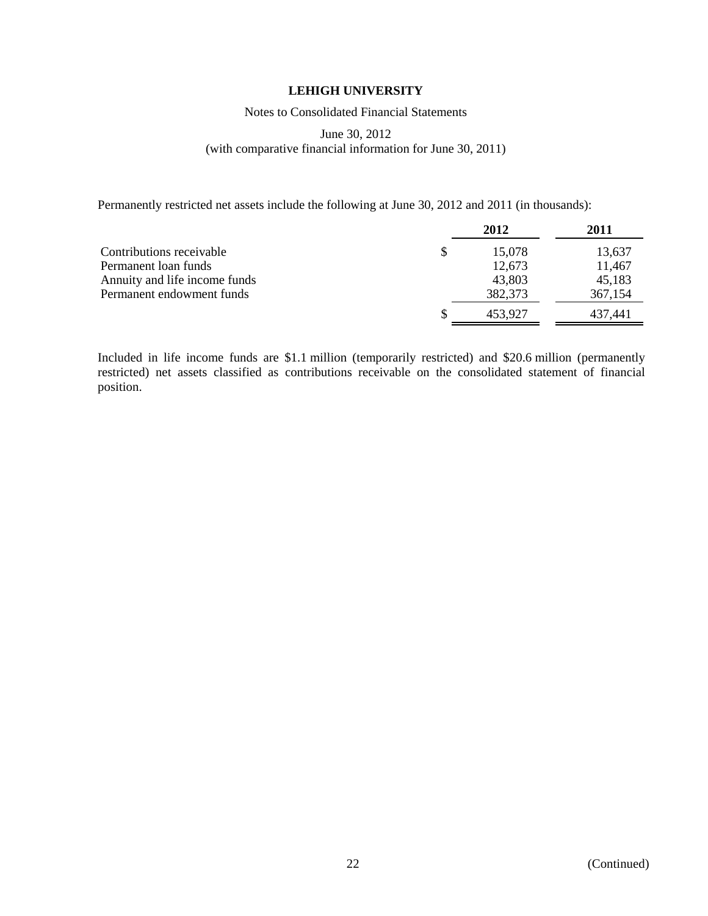Permanently restricted net assets include the following at June 30, 2012 and 2011 (in thousands):

| | 2012 | 2011 |
|---|---|---|
| Contributions receivable | $ 15,078 | 13,637 |
| Permanent loan funds | 12,673 | 11,467 |
| Annuity and life income funds | 43,803 | 45,183 |
| Permanent endowment funds | 382,373 | 367,154 |
| | $ 453,927 | 437,441 |

Included in life income funds are $1.1 million (temporarily restricted) and $20.6 million (permanently restricted) net assets classified as contributions receivable on the consolidated statement of financial position.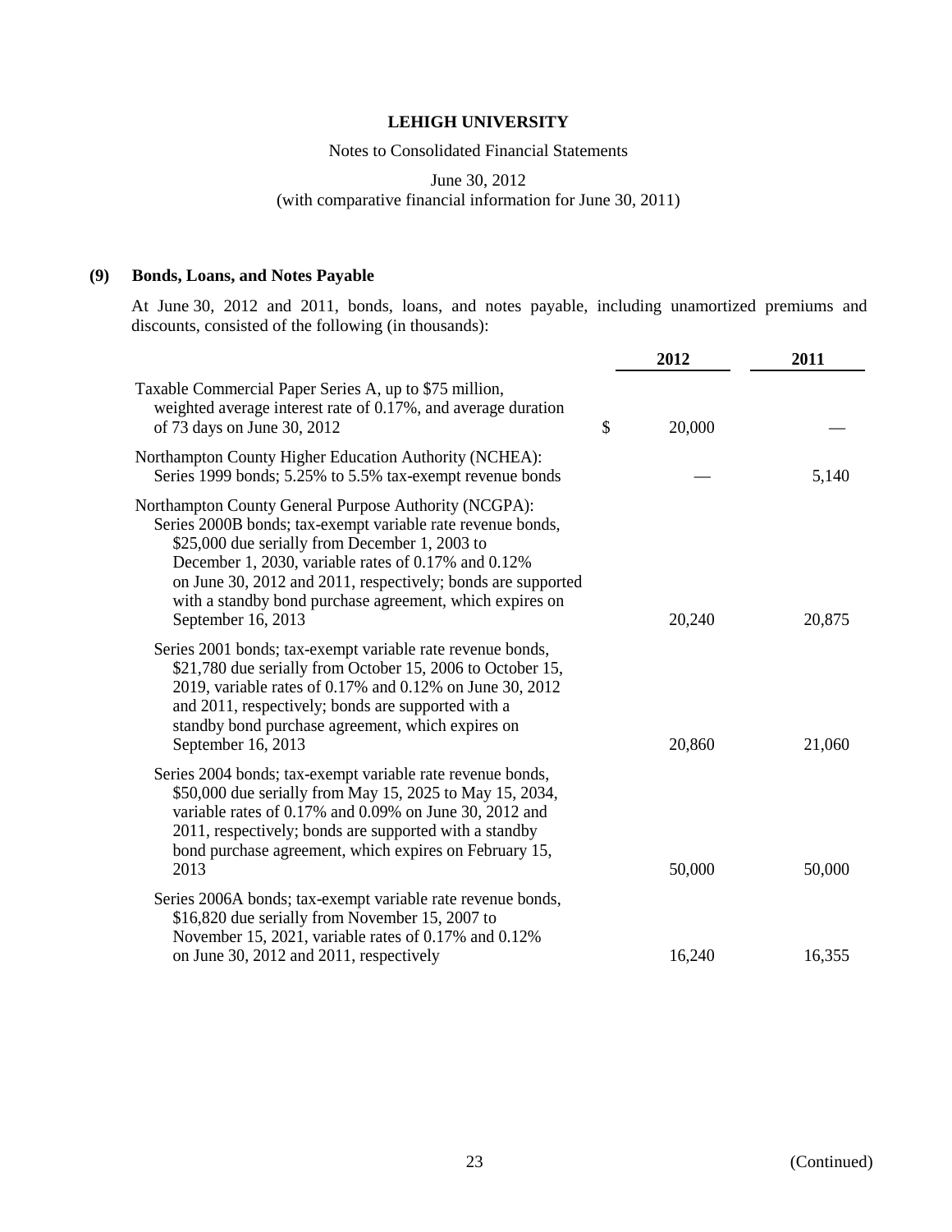**LEHIGH UNIVERSITY**

Notes to Consolidated Financial Statements

June 30, 2012
(with comparative financial information for June 30, 2011)

## (9) Bonds, Loans, and Notes Payable

At June 30, 2012 and 2011, bonds, loans, and notes payable, including unamortized premiums and discounts, consisted of the following (in thousands):

| | 2012 | 2011 |
|---|---|---|
| Taxable Commercial Paper Series A, up to $75 million, weighted average interest rate of 0.17%, and average duration of 73 days on June 30, 2012 | $ 20,000 | — |
| Northampton County Higher Education Authority (NCHEA): Series 1999 bonds; 5.25% to 5.5% tax-exempt revenue bonds | — | 5,140 |
| Northampton County General Purpose Authority (NCGPA): Series 2000B bonds; tax-exempt variable rate revenue bonds, $25,000 due serially from December 1, 2003 to December 1, 2030, variable rates of 0.17% and 0.12% on June 30, 2012 and 2011, respectively; bonds are supported with a standby bond purchase agreement, which expires on September 16, 2013 | 20,240 | 20,875 |
| Series 2001 bonds; tax-exempt variable rate revenue bonds, $21,780 due serially from October 15, 2006 to October 15, 2019, variable rates of 0.17% and 0.12% on June 30, 2012 and 2011, respectively; bonds are supported with a standby bond purchase agreement, which expires on September 16, 2013 | 20,860 | 21,060 |
| Series 2004 bonds; tax-exempt variable rate revenue bonds, $50,000 due serially from May 15, 2025 to May 15, 2034, variable rates of 0.17% and 0.09% on June 30, 2012 and 2011, respectively; bonds are supported with a standby bond purchase agreement, which expires on February 15, 2013 | 50,000 | 50,000 |
| Series 2006A bonds; tax-exempt variable rate revenue bonds, $16,820 due serially from November 15, 2007 to November 15, 2021, variable rates of 0.17% and 0.12% on June 30, 2012 and 2011, respectively | 16,240 | 16,355 |

(Continued)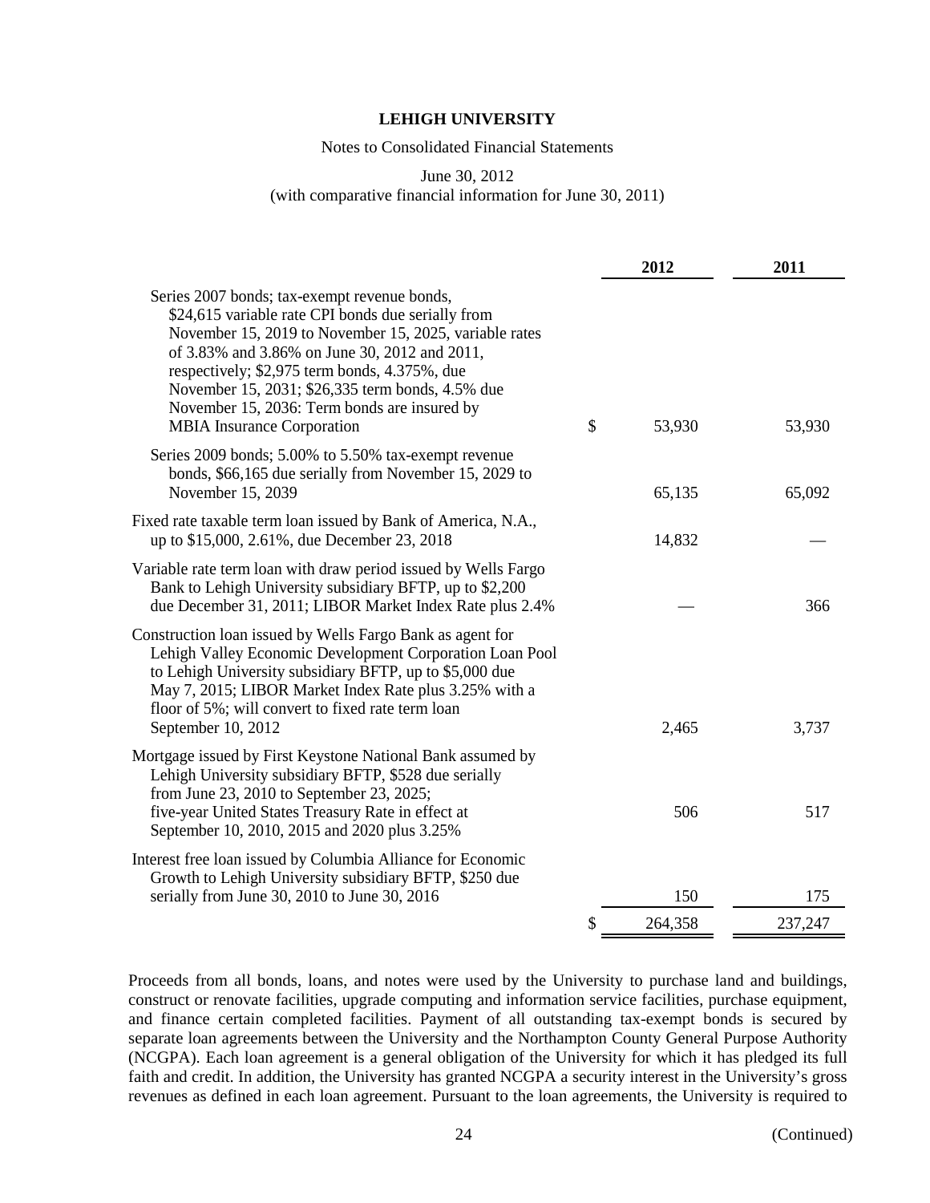**LEHIGH UNIVERSITY**

Notes to Consolidated Financial Statements

June 30, 2012
(with comparative financial information for June 30, 2011)

| | | 2012 | 2011 |
|---|---|---|---|
| Series 2007 bonds; tax-exempt revenue bonds, $24,615 variable rate CPI bonds due serially from November 15, 2019 to November 15, 2025, variable rates of 3.83% and 3.86% on June 30, 2012 and 2011, respectively; $2,975 term bonds, 4.375%, due November 15, 2031; $26,335 term bonds, 4.5% due November 15, 2036: Term bonds are insured by MBIA Insurance Corporation | $ | 53,930 | 53,930 |
| Series 2009 bonds; 5.00% to 5.50% tax-exempt revenue bonds, $66,165 due serially from November 15, 2029 to November 15, 2039 | | 65,135 | 65,092 |
| Fixed rate taxable term loan issued by Bank of America, N.A., up to $15,000, 2.61%, due December 23, 2018 | | 14,832 | — |
| Variable rate term loan with draw period issued by Wells Fargo Bank to Lehigh University subsidiary BFTP, up to $2,200 due December 31, 2011; LIBOR Market Index Rate plus 2.4% | | — | 366 |
| Construction loan issued by Wells Fargo Bank as agent for Lehigh Valley Economic Development Corporation Loan Pool to Lehigh University subsidiary BFTP, up to $5,000 due May 7, 2015; LIBOR Market Index Rate plus 3.25% with a floor of 5%; will convert to fixed rate term loan September 10, 2012 | | 2,465 | 3,737 |
| Mortgage issued by First Keystone National Bank assumed by Lehigh University subsidiary BFTP, $528 due serially from June 23, 2010 to September 23, 2025; five-year United States Treasury Rate in effect at September 10, 2010, 2015 and 2020 plus 3.25% | | 506 | 517 |
| Interest free loan issued by Columbia Alliance for Economic Growth to Lehigh University subsidiary BFTP, $250 due serially from June 30, 2010 to June 30, 2016 | | 150 | 175 |
| | $ | 264,358 | 237,247 |

Proceeds from all bonds, loans, and notes were used by the University to purchase land and buildings, construct or renovate facilities, upgrade computing and information service facilities, purchase equipment, and finance certain completed facilities. Payment of all outstanding tax-exempt bonds is secured by separate loan agreements between the University and the Northampton County General Purpose Authority (NCGPA). Each loan agreement is a general obligation of the University for which it has pledged its full faith and credit. In addition, the University has granted NCGPA a security interest in the University's gross revenues as defined in each loan agreement. Pursuant to the loan agreements, the University is required to

(Continued)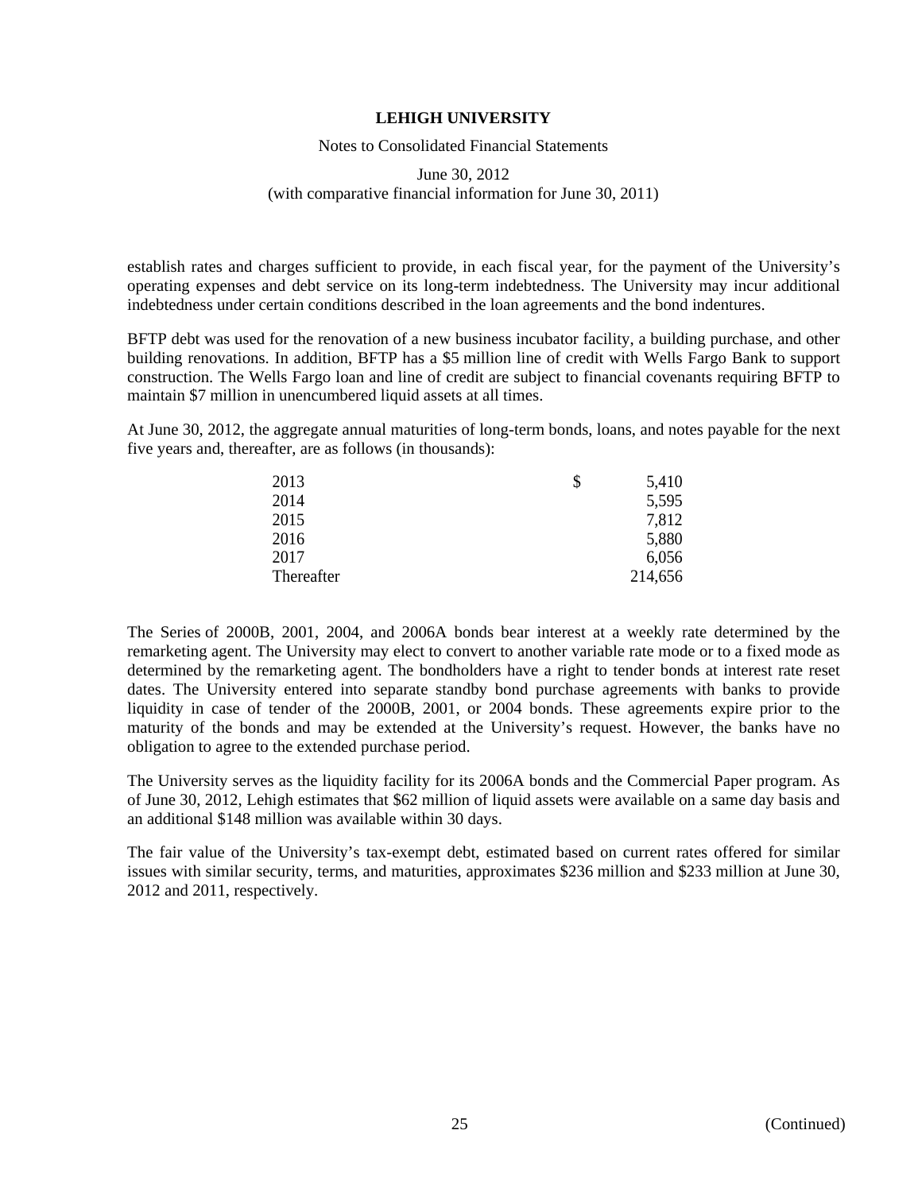establish rates and charges sufficient to provide, in each fiscal year, for the payment of the University's operating expenses and debt service on its long-term indebtedness. The University may incur additional indebtedness under certain conditions described in the loan agreements and the bond indentures.

BFTP debt was used for the renovation of a new business incubator facility, a building purchase, and other building renovations. In addition, BFTP has a $5 million line of credit with Wells Fargo Bank to support construction. The Wells Fargo loan and line of credit are subject to financial covenants requiring BFTP to maintain $7 million in unencumbered liquid assets at all times.

At June 30, 2012, the aggregate annual maturities of long-term bonds, loans, and notes payable for the next five years and, thereafter, are as follows (in thousands):

| | |
|---|---|
| 2013 | $ 5,410 |
| 2014 | 5,595 |
| 2015 | 7,812 |
| 2016 | 5,880 |
| 2017 | 6,056 |
| Thereafter | 214,656 |

The Series of 2000B, 2001, 2004, and 2006A bonds bear interest at a weekly rate determined by the remarketing agent. The University may elect to convert to another variable rate mode or to a fixed mode as determined by the remarketing agent. The bondholders have a right to tender bonds at interest rate reset dates. The University entered into separate standby bond purchase agreements with banks to provide liquidity in case of tender of the 2000B, 2001, or 2004 bonds. These agreements expire prior to the maturity of the bonds and may be extended at the University's request. However, the banks have no obligation to agree to the extended purchase period.

The University serves as the liquidity facility for its 2006A bonds and the Commercial Paper program. As of June 30, 2012, Lehigh estimates that $62 million of liquid assets were available on a same day basis and an additional $148 million was available within 30 days.

The fair value of the University's tax-exempt debt, estimated based on current rates offered for similar issues with similar security, terms, and maturities, approximates $236 million and $233 million at June 30, 2012 and 2011, respectively.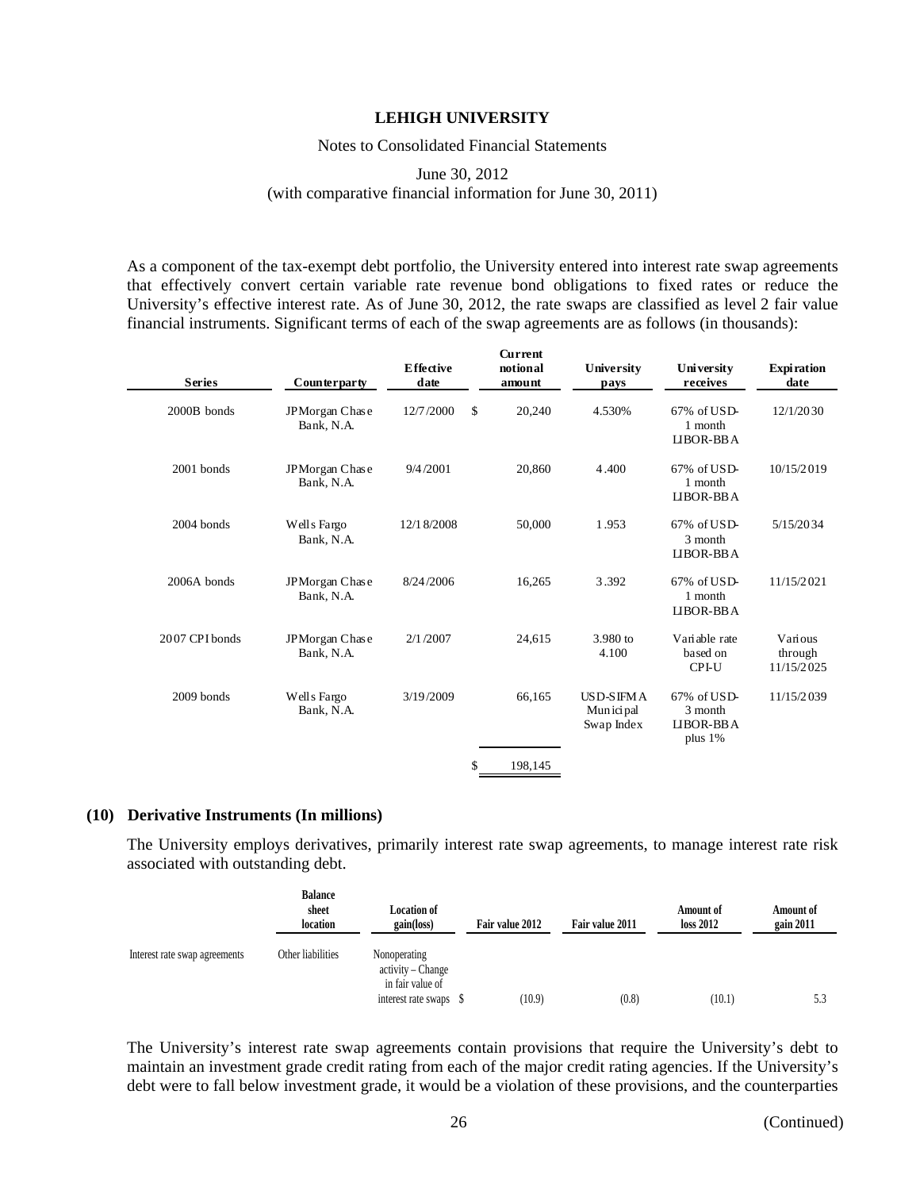As a component of the tax-exempt debt portfolio, the University entered into interest rate swap agreements that effectively convert certain variable rate revenue bond obligations to fixed rates or reduce the University's effective interest rate. As of June 30, 2012, the rate swaps are classified as level 2 fair value financial instruments. Significant terms of each of the swap agreements are as follows (in thousands):

| Series | Counterparty | Effective date | Current notional amount | University pays | University receives | Expiration date |
|---|---|---|---|---|---|---|
| 2000B bonds | JPMorgan Chase Bank, N.A. | 12/7/2000 | $ 20,240 | 4.530% | 67% of USD-1 month LIBOR-BBA | 12/1/2030 |
| 2001 bonds | JPMorgan Chase Bank, N.A. | 9/4/2001 | 20,860 | 4.400 | 67% of USD-1 month LIBOR-BBA | 10/15/2019 |
| 2004 bonds | Wells Fargo Bank, N.A. | 12/18/2008 | 50,000 | 1.953 | 67% of USD-3 month LIBOR-BBA | 5/15/2034 |
| 2006A bonds | JPMorgan Chase Bank, N.A. | 8/24/2006 | 16,265 | 3.392 | 67% of USD-1 month LIBOR-BBA | 11/15/2021 |
| 2007 CPI bonds | JPMorgan Chase Bank, N.A. | 2/1/2007 | 24,615 | 3.980 to 4.100 | Variable rate based on CPI-U | Various through 11/15/2025 |
| 2009 bonds | Wells Fargo Bank, N.A. | 3/19/2009 | 66,165 | USD-SIFMA Municipal Swap Index | 67% of USD-3 month LIBOR-BBA plus 1% | 11/15/2039 |
| | | | $ 198,145 | | | |

## (10) Derivative Instruments (In millions)

The University employs derivatives, primarily interest rate swap agreements, to manage interest rate risk associated with outstanding debt.

| | Balance sheet location | Location of gain(loss) | Fair value 2012 | Fair value 2011 | Amount of loss 2012 | Amount of gain 2011 |
|---|---|---|---|---|---|---|
| Interest rate swap agreements | Other liabilities | Nonoperating activity – Change in fair value of interest rate swaps | $ (10.9) | (0.8) | (10.1) | 5.3 |

The University's interest rate swap agreements contain provisions that require the University's debt to maintain an investment grade credit rating from each of the major credit rating agencies. If the University's debt were to fall below investment grade, it would be a violation of these provisions, and the counterparties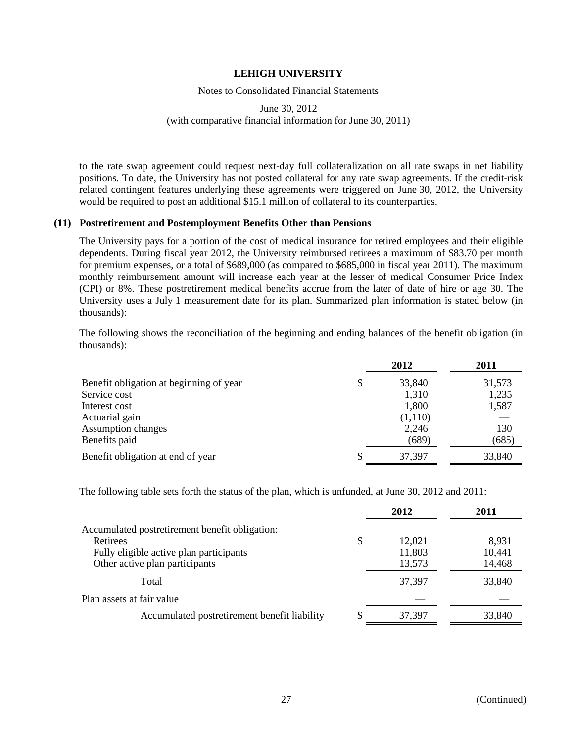to the rate swap agreement could request next-day full collateralization on all rate swaps in net liability positions. To date, the University has not posted collateral for any rate swap agreements. If the credit-risk related contingent features underlying these agreements were triggered on June 30, 2012, the University would be required to post an additional $15.1 million of collateral to its counterparties.

## (11) Postretirement and Postemployment Benefits Other than Pensions

The University pays for a portion of the cost of medical insurance for retired employees and their eligible dependents. During fiscal year 2012, the University reimbursed retirees a maximum of $83.70 per month for premium expenses, or a total of $689,000 (as compared to $685,000 in fiscal year 2011). The maximum monthly reimbursement amount will increase each year at the lesser of medical Consumer Price Index (CPI) or 8%. These postretirement medical benefits accrue from the later of date of hire or age 30. The University uses a July 1 measurement date for its plan. Summarized plan information is stated below (in thousands):

The following shows the reconciliation of the beginning and ending balances of the benefit obligation (in thousands):

| | 2012 | 2011 |
|---|---|---|
| Benefit obligation at beginning of year | $ 33,840 | 31,573 |
| Service cost | 1,310 | 1,235 |
| Interest cost | 1,800 | 1,587 |
| Actuarial gain | (1,110) | — |
| Assumption changes | 2,246 | 130 |
| Benefits paid | (689) | (685) |
| Benefit obligation at end of year | $ 37,397 | 33,840 |

The following table sets forth the status of the plan, which is unfunded, at June 30, 2012 and 2011:

| | 2012 | 2011 |
|---|---|---|
| Accumulated postretirement benefit obligation: | | |
| Retirees | $ 12,021 | 8,931 |
| Fully eligible active plan participants | 11,803 | 10,441 |
| Other active plan participants | 13,573 | 14,468 |
| Total | 37,397 | 33,840 |
| Plan assets at fair value | — | — |
| Accumulated postretirement benefit liability | $ 37,397 | 33,840 |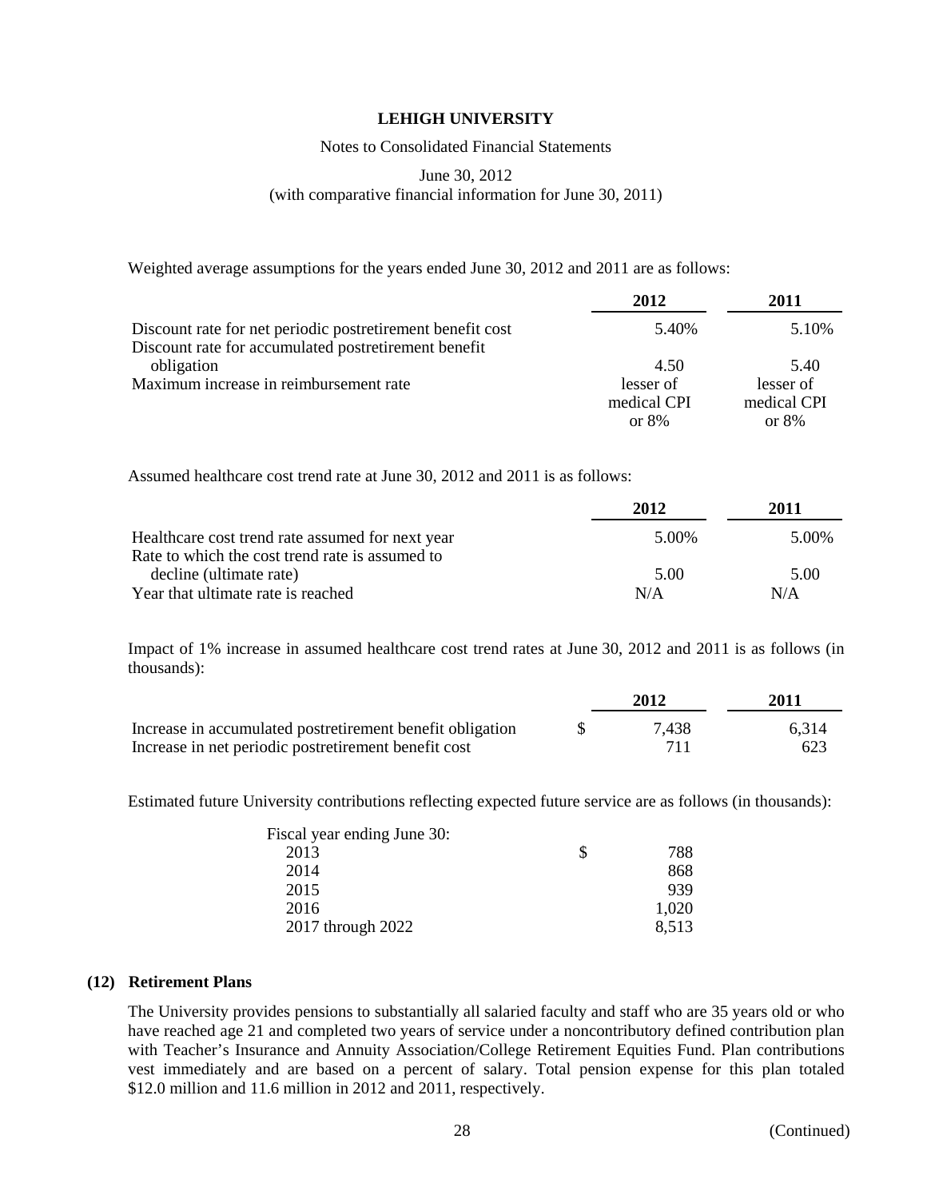Weighted average assumptions for the years ended June 30, 2012 and 2011 are as follows:

| | 2012 | 2011 |
|---|---|---|
| Discount rate for net periodic postretirement benefit cost | 5.40% | 5.10% |
| Discount rate for accumulated postretirement benefit obligation | 4.50 | 5.40 |
| Maximum increase in reimbursement rate | lesser of medical CPI or 8% | lesser of medical CPI or 8% |

Assumed healthcare cost trend rate at June 30, 2012 and 2011 is as follows:

| | 2012 | 2011 |
|---|---|---|
| Healthcare cost trend rate assumed for next year | 5.00% | 5.00% |
| Rate to which the cost trend rate is assumed to decline (ultimate rate) | 5.00 | 5.00 |
| Year that ultimate rate is reached | N/A | N/A |

Impact of 1% increase in assumed healthcare cost trend rates at June 30, 2012 and 2011 is as follows (in thousands):

| | 2012 | 2011 |
|---|---|---|
| Increase in accumulated postretirement benefit obligation | $ 7,438 | 6,314 |
| Increase in net periodic postretirement benefit cost | 711 | 623 |

Estimated future University contributions reflecting expected future service are as follows (in thousands):

| Fiscal year ending June 30: | |
|---|---|
| 2013 | $ 788 |
| 2014 | 868 |
| 2015 | 939 |
| 2016 | 1,020 |
| 2017 through 2022 | 8,513 |

## (12) Retirement Plans

The University provides pensions to substantially all salaried faculty and staff who are 35 years old or who have reached age 21 and completed two years of service under a noncontributory defined contribution plan with Teacher's Insurance and Annuity Association/College Retirement Equities Fund. Plan contributions vest immediately and are based on a percent of salary. Total pension expense for this plan totaled $12.0 million and 11.6 million in 2012 and 2011, respectively.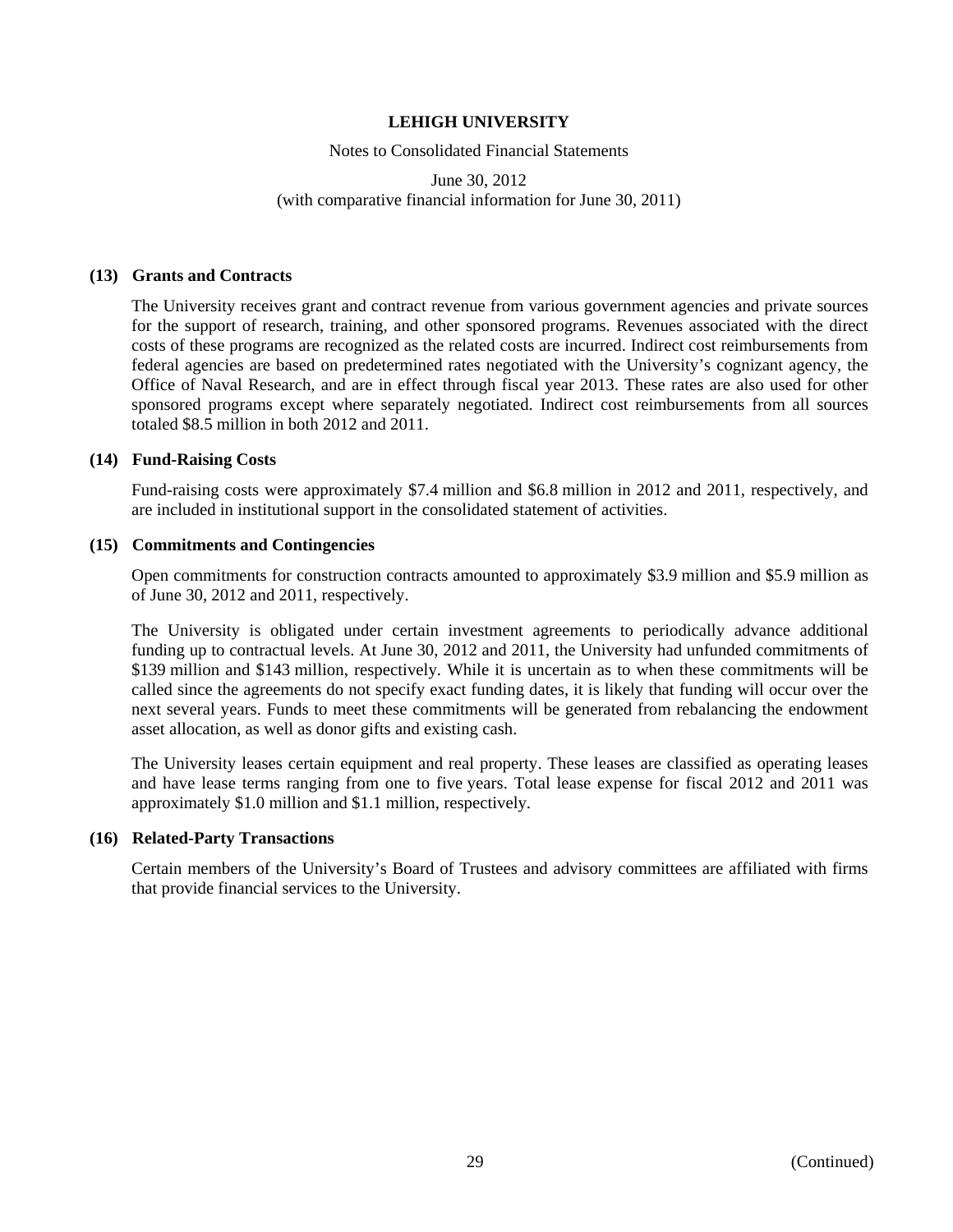### (13) Grants and Contracts

The University receives grant and contract revenue from various government agencies and private sources for the support of research, training, and other sponsored programs. Revenues associated with the direct costs of these programs are recognized as the related costs are incurred. Indirect cost reimbursements from federal agencies are based on predetermined rates negotiated with the University's cognizant agency, the Office of Naval Research, and are in effect through fiscal year 2013. These rates are also used for other sponsored programs except where separately negotiated. Indirect cost reimbursements from all sources totaled $8.5 million in both 2012 and 2011.

### (14) Fund-Raising Costs

Fund-raising costs were approximately $7.4 million and $6.8 million in 2012 and 2011, respectively, and are included in institutional support in the consolidated statement of activities.

### (15) Commitments and Contingencies

Open commitments for construction contracts amounted to approximately $3.9 million and $5.9 million as of June 30, 2012 and 2011, respectively.

The University is obligated under certain investment agreements to periodically advance additional funding up to contractual levels. At June 30, 2012 and 2011, the University had unfunded commitments of $139 million and $143 million, respectively. While it is uncertain as to when these commitments will be called since the agreements do not specify exact funding dates, it is likely that funding will occur over the next several years. Funds to meet these commitments will be generated from rebalancing the endowment asset allocation, as well as donor gifts and existing cash.

The University leases certain equipment and real property. These leases are classified as operating leases and have lease terms ranging from one to five years. Total lease expense for fiscal 2012 and 2011 was approximately $1.0 million and $1.1 million, respectively.

### (16) Related-Party Transactions

Certain members of the University's Board of Trustees and advisory committees are affiliated with firms that provide financial services to the University.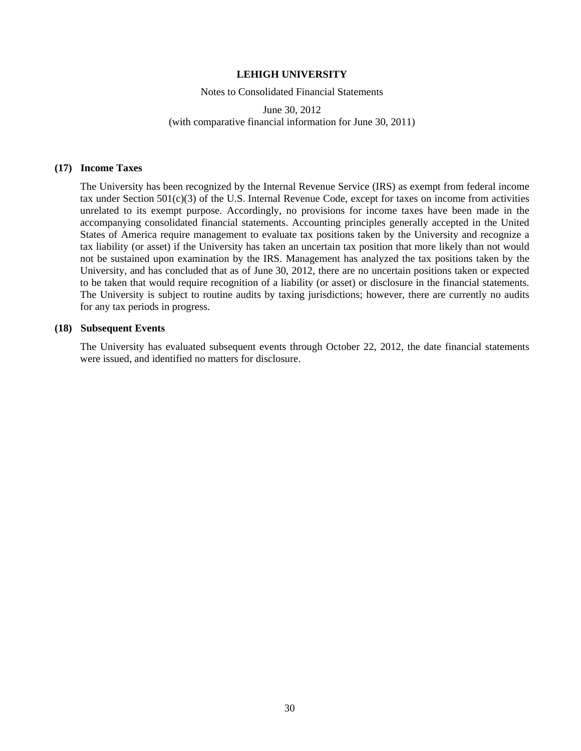#### (17) Income Taxes

The University has been recognized by the Internal Revenue Service (IRS) as exempt from federal income tax under Section 501(c)(3) of the U.S. Internal Revenue Code, except for taxes on income from activities unrelated to its exempt purpose. Accordingly, no provisions for income taxes have been made in the accompanying consolidated financial statements. Accounting principles generally accepted in the United States of America require management to evaluate tax positions taken by the University and recognize a tax liability (or asset) if the University has taken an uncertain tax position that more likely than not would not be sustained upon examination by the IRS. Management has analyzed the tax positions taken by the University, and has concluded that as of June 30, 2012, there are no uncertain positions taken or expected to be taken that would require recognition of a liability (or asset) or disclosure in the financial statements. The University is subject to routine audits by taxing jurisdictions; however, there are currently no audits for any tax periods in progress.

#### (18) Subsequent Events

The University has evaluated subsequent events through October 22, 2012, the date financial statements were issued, and identified no matters for disclosure.